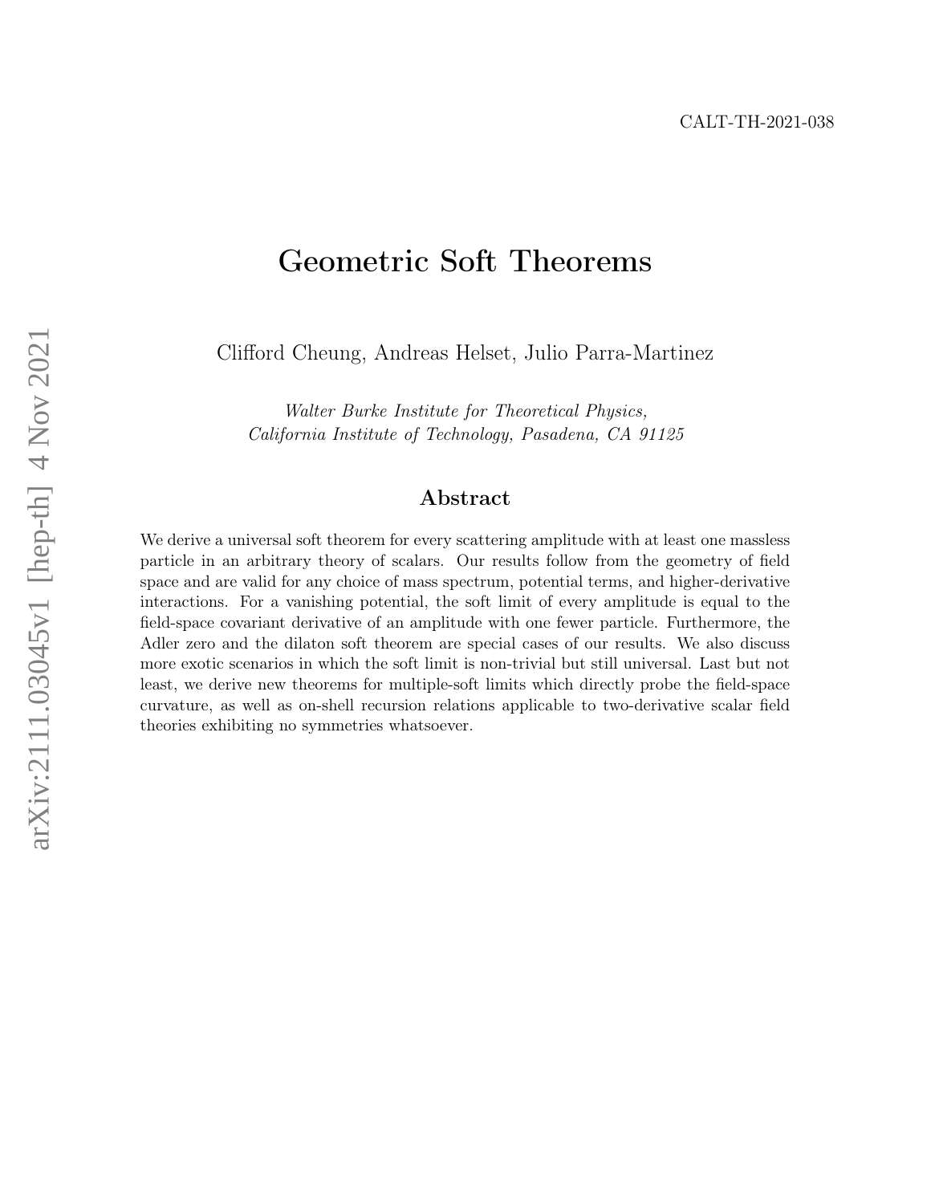CALT-TH-2021-038

# Geometric Soft Theorems

Clifford Cheung, Andreas Helset, Julio Parra-Martinez

*Walter Burke Institute for Theoretical Physics,*
*California Institute of Technology, Pasadena, CA 91125*

## Abstract

We derive a universal soft theorem for every scattering amplitude with at least one massless particle in an arbitrary theory of scalars. Our results follow from the geometry of field space and are valid for any choice of mass spectrum, potential terms, and higher-derivative interactions. For a vanishing potential, the soft limit of every amplitude is equal to the field-space covariant derivative of an amplitude with one fewer particle. Furthermore, the Adler zero and the dilaton soft theorem are special cases of our results. We also discuss more exotic scenarios in which the soft limit is non-trivial but still universal. Last but not least, we derive new theorems for multiple-soft limits which directly probe the field-space curvature, as well as on-shell recursion relations applicable to two-derivative scalar field theories exhibiting no symmetries whatsoever.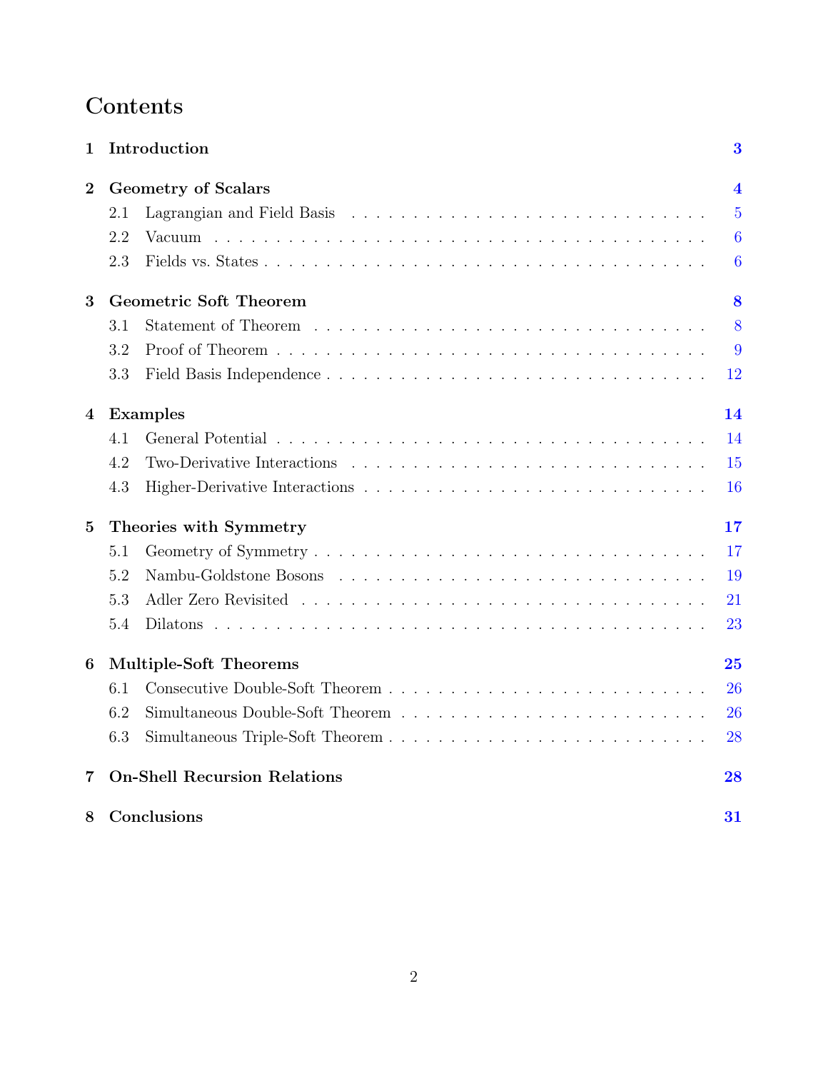# Contents

**1 Introduction** — **3**

**2 Geometry of Scalars** — **4**
- 2.1 Lagrangian and Field Basis — 5
- 2.2 Vacuum — 6
- 2.3 Fields vs. States — 6

**3 Geometric Soft Theorem** — **8**
- 3.1 Statement of Theorem — 8
- 3.2 Proof of Theorem — 9
- 3.3 Field Basis Independence — 12

**4 Examples** — **14**
- 4.1 General Potential — 14
- 4.2 Two-Derivative Interactions — 15
- 4.3 Higher-Derivative Interactions — 16

**5 Theories with Symmetry** — **17**
- 5.1 Geometry of Symmetry — 17
- 5.2 Nambu-Goldstone Bosons — 19
- 5.3 Adler Zero Revisited — 21
- 5.4 Dilatons — 23

**6 Multiple-Soft Theorems** — **25**
- 6.1 Consecutive Double-Soft Theorem — 26
- 6.2 Simultaneous Double-Soft Theorem — 26
- 6.3 Simultaneous Triple-Soft Theorem — 28

**7 On-Shell Recursion Relations** — **28**

**8 Conclusions** — **31**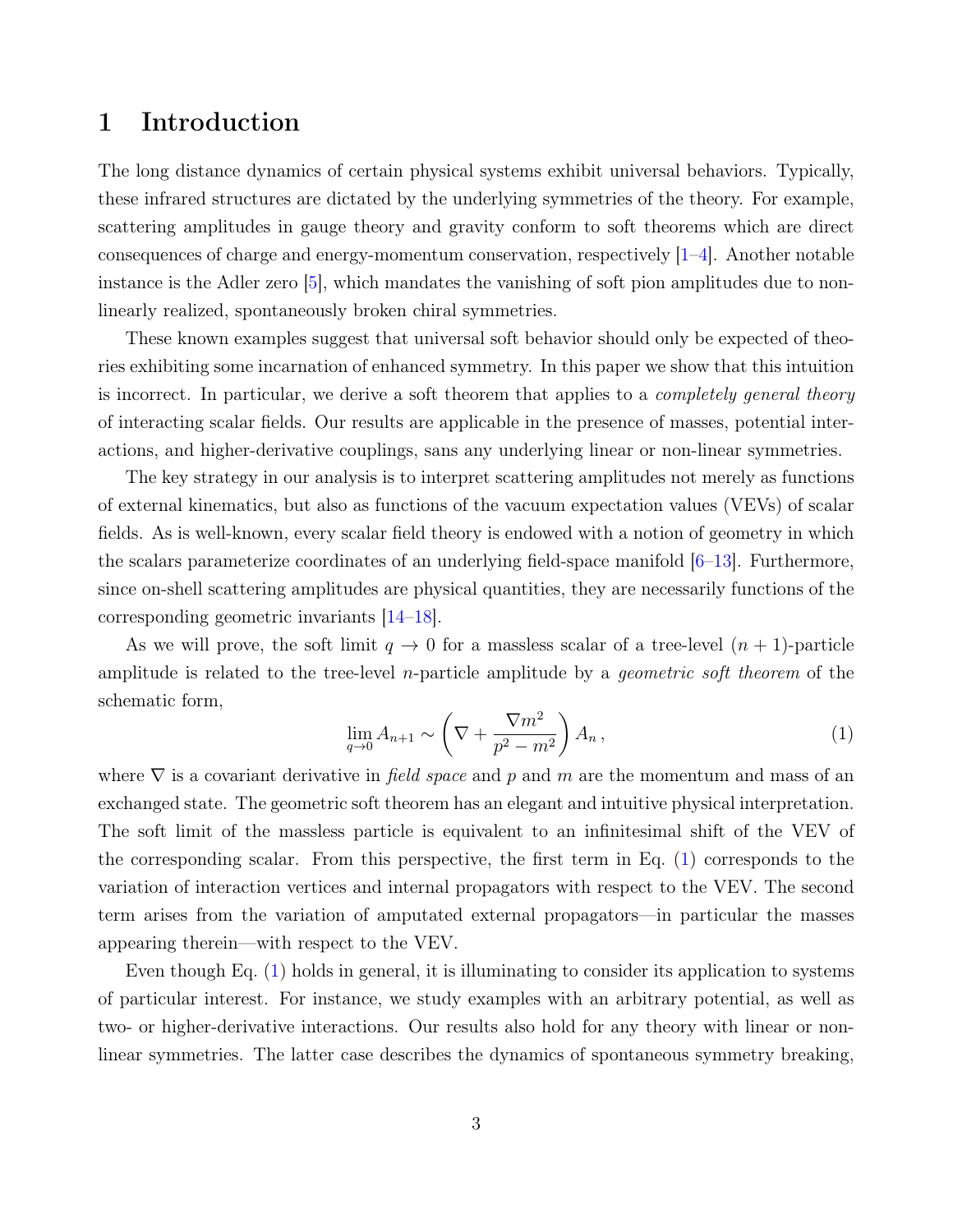# 1 Introduction

The long distance dynamics of certain physical systems exhibit universal behaviors. Typically, these infrared structures are dictated by the underlying symmetries of the theory. For example, scattering amplitudes in gauge theory and gravity conform to soft theorems which are direct consequences of charge and energy-momentum conservation, respectively [1–4]. Another notable instance is the Adler zero [5], which mandates the vanishing of soft pion amplitudes due to non-linearly realized, spontaneously broken chiral symmetries.

These known examples suggest that universal soft behavior should only be expected of theories exhibiting some incarnation of enhanced symmetry. In this paper we show that this intuition is incorrect. In particular, we derive a soft theorem that applies to a *completely general theory* of interacting scalar fields. Our results are applicable in the presence of masses, potential interactions, and higher-derivative couplings, sans any underlying linear or non-linear symmetries.

The key strategy in our analysis is to interpret scattering amplitudes not merely as functions of external kinematics, but also as functions of the vacuum expectation values (VEVs) of scalar fields. As is well-known, every scalar field theory is endowed with a notion of geometry in which the scalars parameterize coordinates of an underlying field-space manifold [6–13]. Furthermore, since on-shell scattering amplitudes are physical quantities, they are necessarily functions of the corresponding geometric invariants [14–18].

As we will prove, the soft limit $q \to 0$ for a massless scalar of a tree-level $(n+1)$-particle amplitude is related to the tree-level $n$-particle amplitude by a *geometric soft theorem* of the schematic form,

$$\lim_{q\to 0} A_{n+1} \sim \left( \nabla + \frac{\nabla m^2}{p^2 - m^2} \right) A_n \,, \tag{1}$$

where $\nabla$ is a covariant derivative in *field space* and $p$ and $m$ are the momentum and mass of an exchanged state. The geometric soft theorem has an elegant and intuitive physical interpretation. The soft limit of the massless particle is equivalent to an infinitesimal shift of the VEV of the corresponding scalar. From this perspective, the first term in Eq. (1) corresponds to the variation of interaction vertices and internal propagators with respect to the VEV. The second term arises from the variation of amputated external propagators—in particular the masses appearing therein—with respect to the VEV.

Even though Eq. (1) holds in general, it is illuminating to consider its application to systems of particular interest. For instance, we study examples with an arbitrary potential, as well as two- or higher-derivative interactions. Our results also hold for any theory with linear or non-linear symmetries. The latter case describes the dynamics of spontaneous symmetry breaking,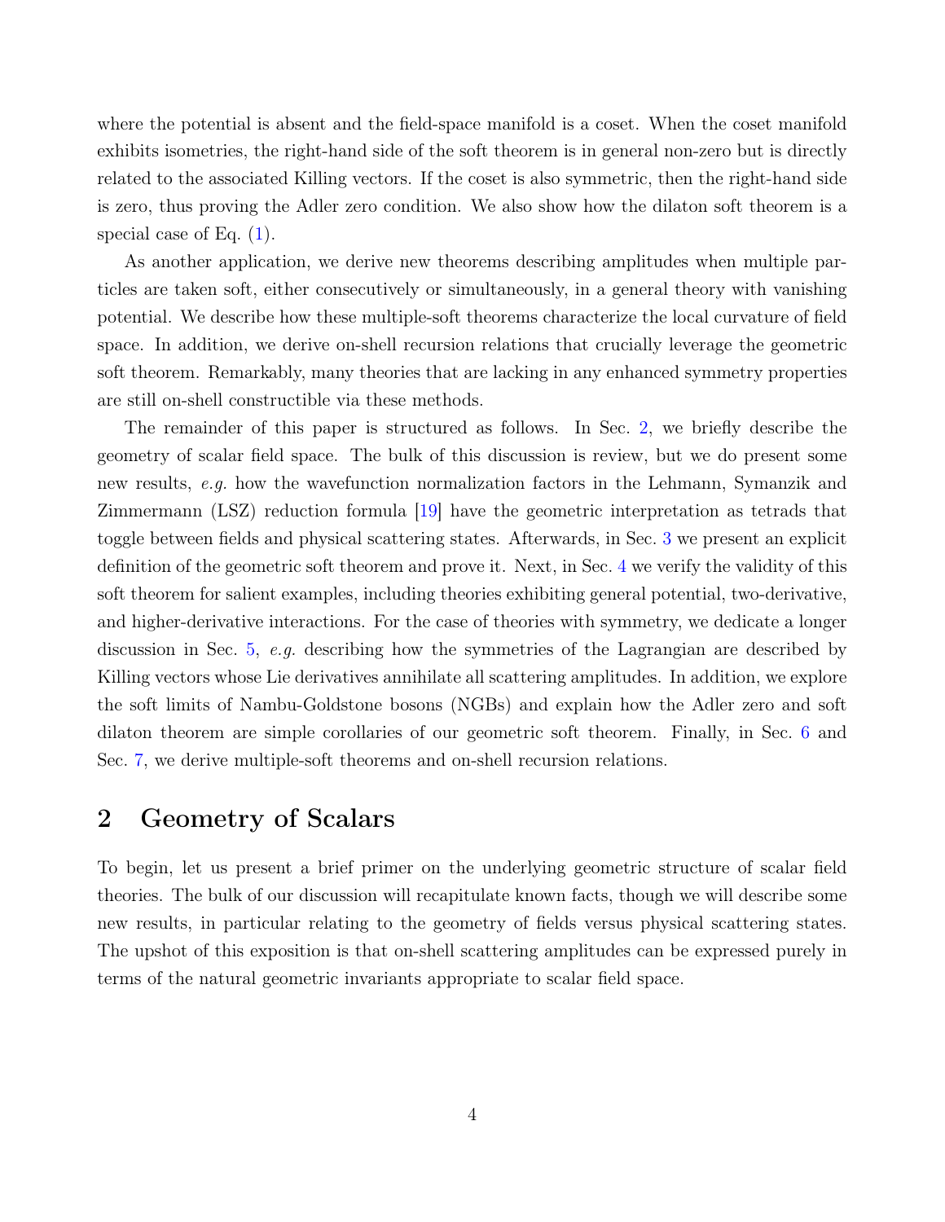where the potential is absent and the field-space manifold is a coset. When the coset manifold exhibits isometries, the right-hand side of the soft theorem is in general non-zero but is directly related to the associated Killing vectors. If the coset is also symmetric, then the right-hand side is zero, thus proving the Adler zero condition. We also show how the dilaton soft theorem is a special case of Eq. (1).

As another application, we derive new theorems describing amplitudes when multiple particles are taken soft, either consecutively or simultaneously, in a general theory with vanishing potential. We describe how these multiple-soft theorems characterize the local curvature of field space. In addition, we derive on-shell recursion relations that crucially leverage the geometric soft theorem. Remarkably, many theories that are lacking in any enhanced symmetry properties are still on-shell constructible via these methods.

The remainder of this paper is structured as follows. In Sec. 2, we briefly describe the geometry of scalar field space. The bulk of this discussion is review, but we do present some new results, *e.g.* how the wavefunction normalization factors in the Lehmann, Symanzik and Zimmermann (LSZ) reduction formula [19] have the geometric interpretation as tetrads that toggle between fields and physical scattering states. Afterwards, in Sec. 3 we present an explicit definition of the geometric soft theorem and prove it. Next, in Sec. 4 we verify the validity of this soft theorem for salient examples, including theories exhibiting general potential, two-derivative, and higher-derivative interactions. For the case of theories with symmetry, we dedicate a longer discussion in Sec. 5, *e.g.* describing how the symmetries of the Lagrangian are described by Killing vectors whose Lie derivatives annihilate all scattering amplitudes. In addition, we explore the soft limits of Nambu-Goldstone bosons (NGBs) and explain how the Adler zero and soft dilaton theorem are simple corollaries of our geometric soft theorem. Finally, in Sec. 6 and Sec. 7, we derive multiple-soft theorems and on-shell recursion relations.

## 2 Geometry of Scalars

To begin, let us present a brief primer on the underlying geometric structure of scalar field theories. The bulk of our discussion will recapitulate known facts, though we will describe some new results, in particular relating to the geometry of fields versus physical scattering states. The upshot of this exposition is that on-shell scattering amplitudes can be expressed purely in terms of the natural geometric invariants appropriate to scalar field space.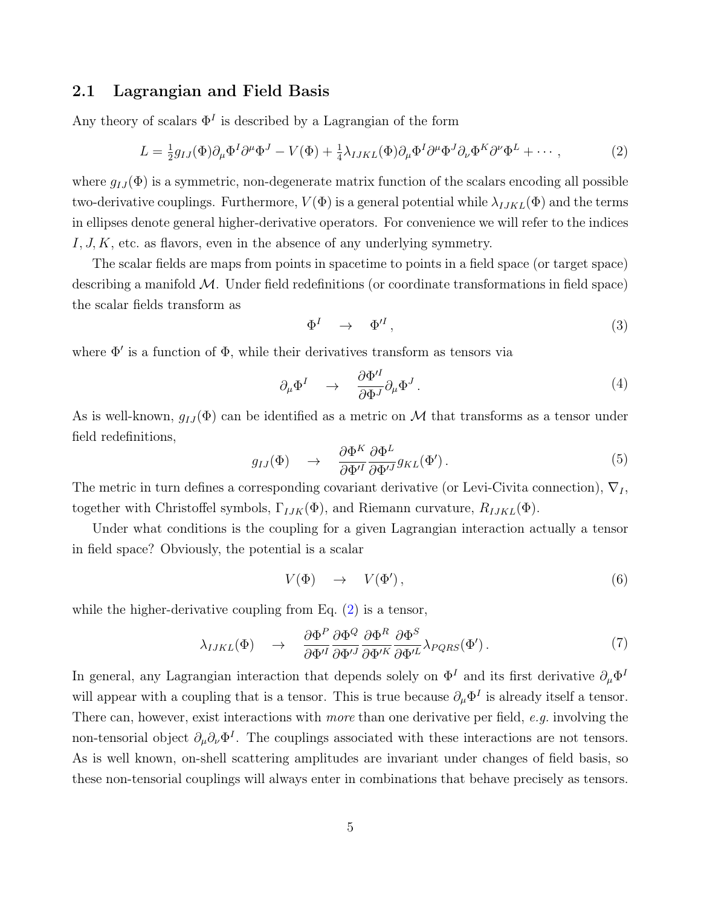### 2.1 Lagrangian and Field Basis

Any theory of scalars $\Phi^I$ is described by a Lagrangian of the form

$$L = \tfrac{1}{2} g_{IJ}(\Phi)\partial_\mu \Phi^I \partial^\mu \Phi^J - V(\Phi) + \tfrac{1}{4}\lambda_{IJKL}(\Phi)\partial_\mu \Phi^I \partial^\mu \Phi^J \partial_\nu \Phi^K \partial^\nu \Phi^L + \cdots \,, \tag{2}$$

where $g_{IJ}(\Phi)$ is a symmetric, non-degenerate matrix function of the scalars encoding all possible two-derivative couplings. Furthermore, $V(\Phi)$ is a general potential while $\lambda_{IJKL}(\Phi)$ and the terms in ellipses denote general higher-derivative operators. For convenience we will refer to the indices $I, J, K$, etc. as flavors, even in the absence of any underlying symmetry.

The scalar fields are maps from points in spacetime to points in a field space (or target space) describing a manifold $\mathcal{M}$. Under field redefinitions (or coordinate transformations in field space) the scalar fields transform as

$$\Phi^I \quad \rightarrow \quad \Phi'^I \,, \tag{3}$$

where $\Phi'$ is a function of $\Phi$, while their derivatives transform as tensors via

$$\partial_\mu \Phi^I \quad \rightarrow \quad \frac{\partial \Phi'^I}{\partial \Phi^J}\partial_\mu \Phi^J \,. \tag{4}$$

As is well-known, $g_{IJ}(\Phi)$ can be identified as a metric on $\mathcal{M}$ that transforms as a tensor under field redefinitions,

$$g_{IJ}(\Phi) \quad \rightarrow \quad \frac{\partial \Phi^K}{\partial \Phi'^I}\frac{\partial \Phi^L}{\partial \Phi'^J} g_{KL}(\Phi') \,. \tag{5}$$

The metric in turn defines a corresponding covariant derivative (or Levi-Civita connection), $\nabla_I$, together with Christoffel symbols, $\Gamma_{IJK}(\Phi)$, and Riemann curvature, $R_{IJKL}(\Phi)$.

Under what conditions is the coupling for a given Lagrangian interaction actually a tensor in field space? Obviously, the potential is a scalar

$$V(\Phi) \quad \rightarrow \quad V(\Phi') \,, \tag{6}$$

while the higher-derivative coupling from Eq. (2) is a tensor,

$$\lambda_{IJKL}(\Phi) \quad \rightarrow \quad \frac{\partial \Phi^P}{\partial \Phi'^I}\frac{\partial \Phi^Q}{\partial \Phi'^J}\frac{\partial \Phi^R}{\partial \Phi'^K}\frac{\partial \Phi^S}{\partial \Phi'^L}\lambda_{PQRS}(\Phi') \,. \tag{7}$$

In general, any Lagrangian interaction that depends solely on $\Phi^I$ and its first derivative $\partial_\mu \Phi^I$ will appear with a coupling that is a tensor. This is true because $\partial_\mu \Phi^I$ is already itself a tensor. There can, however, exist interactions with *more* than one derivative per field, *e.g.* involving the non-tensorial object $\partial_\mu \partial_\nu \Phi^I$. The couplings associated with these interactions are not tensors. As is well known, on-shell scattering amplitudes are invariant under changes of field basis, so these non-tensorial couplings will always enter in combinations that behave precisely as tensors.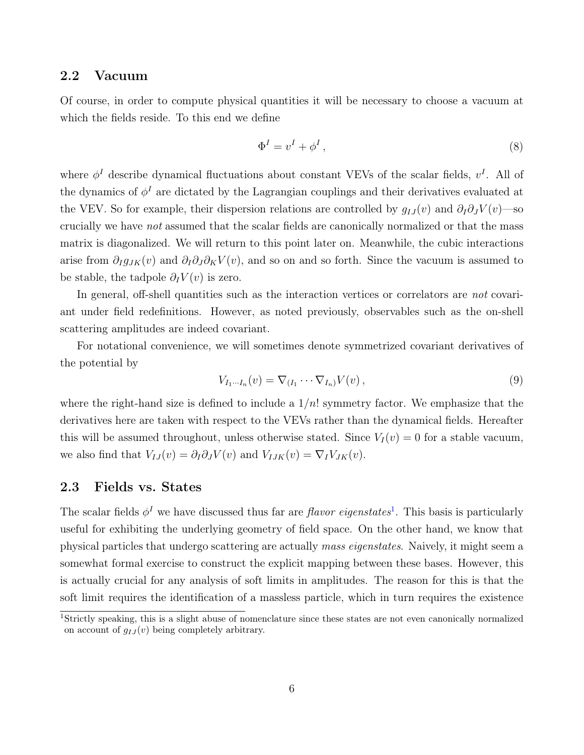## 2.2 Vacuum

Of course, in order to compute physical quantities it will be necessary to choose a vacuum at which the fields reside. To this end we define

$$\Phi^I = v^I + \phi^I \,, \tag{8}$$

where $\phi^I$ describe dynamical fluctuations about constant VEVs of the scalar fields, $v^I$. All of the dynamics of $\phi^I$ are dictated by the Lagrangian couplings and their derivatives evaluated at the VEV. So for example, their dispersion relations are controlled by $g_{IJ}(v)$ and $\partial_I \partial_J V(v)$—so crucially we have *not* assumed that the scalar fields are canonically normalized or that the mass matrix is diagonalized. We will return to this point later on. Meanwhile, the cubic interactions arise from $\partial_I g_{JK}(v)$ and $\partial_I \partial_J \partial_K V(v)$, and so on and so forth. Since the vacuum is assumed to be stable, the tadpole $\partial_I V(v)$ is zero.

In general, off-shell quantities such as the interaction vertices or correlators are *not* covariant under field redefinitions. However, as noted previously, observables such as the on-shell scattering amplitudes are indeed covariant.

For notational convenience, we will sometimes denote symmetrized covariant derivatives of the potential by

$$V_{I_1 \cdots I_n}(v) = \nabla_{(I_1} \cdots \nabla_{I_n)} V(v) \,, \tag{9}$$

where the right-hand size is defined to include a $1/n!$ symmetry factor. We emphasize that the derivatives here are taken with respect to the VEVs rather than the dynamical fields. Hereafter this will be assumed throughout, unless otherwise stated. Since $V_I(v) = 0$ for a stable vacuum, we also find that $V_{IJ}(v) = \partial_I \partial_J V(v)$ and $V_{IJK}(v) = \nabla_I V_{JK}(v)$.

## 2.3 Fields vs. States

The scalar fields $\phi^I$ we have discussed thus far are *flavor eigenstates*[1]. This basis is particularly useful for exhibiting the underlying geometry of field space. On the other hand, we know that physical particles that undergo scattering are actually *mass eigenstates*. Naively, it might seem a somewhat formal exercise to construct the explicit mapping between these bases. However, this is actually crucial for any analysis of soft limits in amplitudes. The reason for this is that the soft limit requires the identification of a massless particle, which in turn requires the existence

[1] Strictly speaking, this is a slight abuse of nomenclature since these states are not even canonically normalized on account of $g_{IJ}(v)$ being completely arbitrary.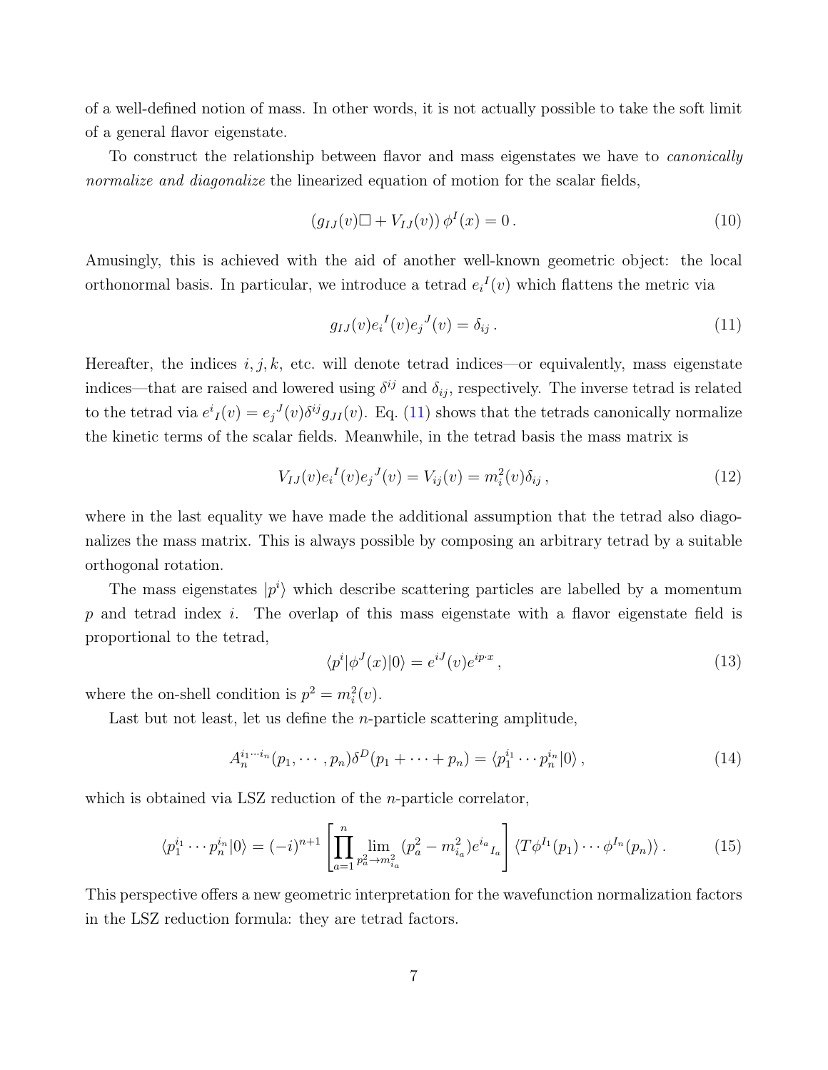of a well-defined notion of mass. In other words, it is not actually possible to take the soft limit of a general flavor eigenstate.

To construct the relationship between flavor and mass eigenstates we have to *canonically normalize and diagonalize* the linearized equation of motion for the scalar fields,

$$\left(g_{IJ}(v)\Box + V_{IJ}(v)\right)\phi^I(x) = 0\,. \tag{10}$$

Amusingly, this is achieved with the aid of another well-known geometric object: the local orthonormal basis. In particular, we introduce a tetrad ${e_i}^I(v)$ which flattens the metric via

$$g_{IJ}(v){e_i}^I(v){e_j}^J(v) = \delta_{ij}\,. \tag{11}$$

Hereafter, the indices $i, j, k$, etc. will denote tetrad indices—or equivalently, mass eigenstate indices—that are raised and lowered using $\delta^{ij}$ and $\delta_{ij}$, respectively. The inverse tetrad is related to the tetrad via ${e^i}_I(v) = {e_j}^J(v)\delta^{ij}g_{JI}(v)$. Eq. (11) shows that the tetrads canonically normalize the kinetic terms of the scalar fields. Meanwhile, in the tetrad basis the mass matrix is

$$V_{IJ}(v){e_i}^I(v){e_j}^J(v) = V_{ij}(v) = m_i^2(v)\delta_{ij}\,, \tag{12}$$

where in the last equality we have made the additional assumption that the tetrad also diagonalizes the mass matrix. This is always possible by composing an arbitrary tetrad by a suitable orthogonal rotation.

The mass eigenstates $|p^i\rangle$ which describe scattering particles are labelled by a momentum $p$ and tetrad index $i$. The overlap of this mass eigenstate with a flavor eigenstate field is proportional to the tetrad,

$$\langle p^i|\phi^J(x)|0\rangle = e^{iJ}(v)e^{ip\cdot x}\,, \tag{13}$$

where the on-shell condition is $p^2 = m_i^2(v)$.

Last but not least, let us define the $n$-particle scattering amplitude,

$$A_n^{i_1\cdots i_n}(p_1, \cdots, p_n)\delta^D(p_1 + \cdots + p_n) = \langle p_1^{i_1}\cdots p_n^{i_n}|0\rangle\,, \tag{14}$$

which is obtained via LSZ reduction of the $n$-particle correlator,

$$\langle p_1^{i_1}\cdots p_n^{i_n}|0\rangle = (-i)^{n+1}\left[\prod_{a=1}^{n}\lim_{p_a^2\to m_{i_a}^2}(p_a^2 - m_{i_a}^2){e^{i_a}}_{I_a}\right]\langle T\phi^{I_1}(p_1)\cdots\phi^{I_n}(p_n)\rangle\,. \tag{15}$$

This perspective offers a new geometric interpretation for the wavefunction normalization factors in the LSZ reduction formula: they are tetrad factors.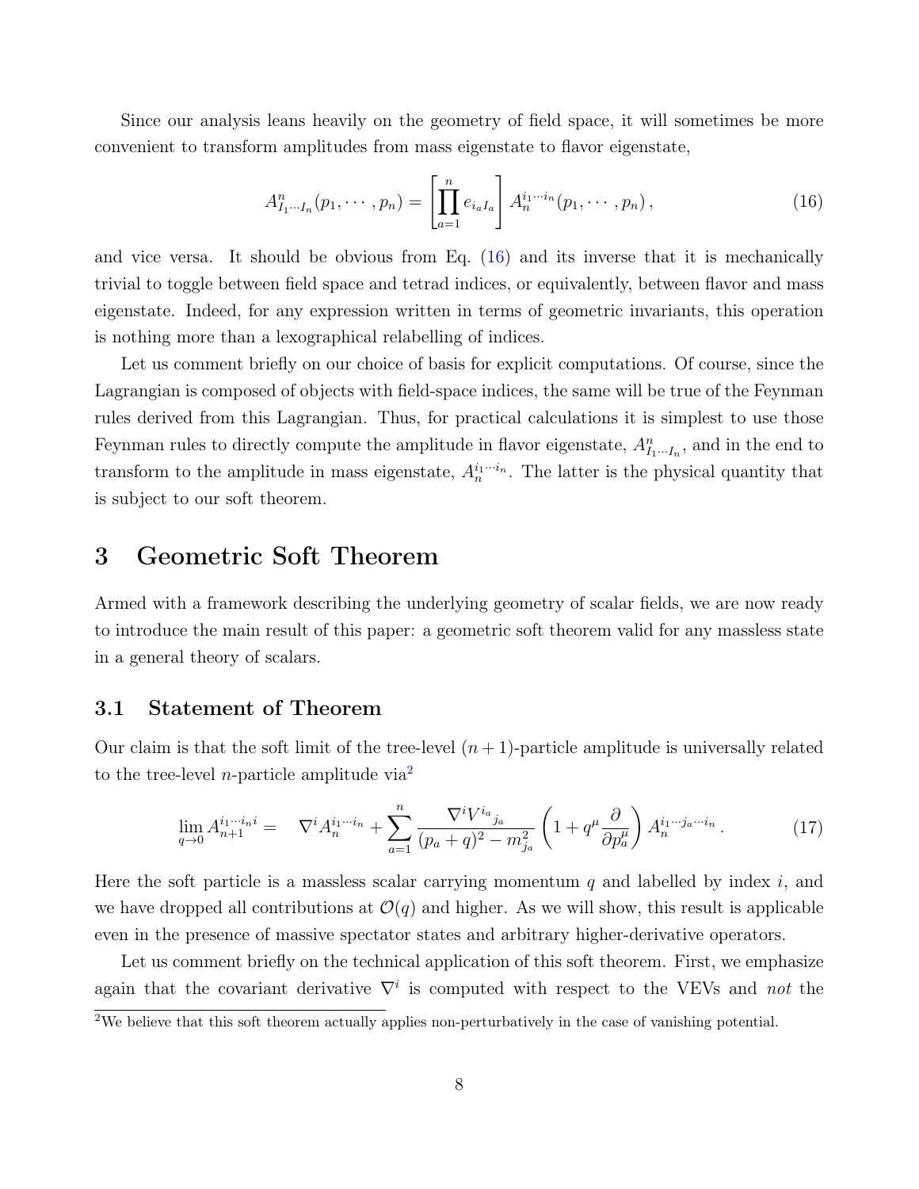Since our analysis leans heavily on the geometry of field space, it will sometimes be more convenient to transform amplitudes from mass eigenstate to flavor eigenstate,

$$A^n_{I_1\cdots I_n}(p_1,\cdots,p_n) = \left[\prod_{a=1}^{n} e_{i_a I_a}\right] A_n^{i_1\cdots i_n}(p_1,\cdots,p_n)\,, \tag{16}$$

and vice versa. It should be obvious from Eq. (16) and its inverse that it is mechanically trivial to toggle between field space and tetrad indices, or equivalently, between flavor and mass eigenstate. Indeed, for any expression written in terms of geometric invariants, this operation is nothing more than a lexographical relabelling of indices.

Let us comment briefly on our choice of basis for explicit computations. Of course, since the Lagrangian is composed of objects with field-space indices, the same will be true of the Feynman rules derived from this Lagrangian. Thus, for practical calculations it is simplest to use those Feynman rules to directly compute the amplitude in flavor eigenstate, $A^n_{I_1\cdots I_n}$, and in the end to transform to the amplitude in mass eigenstate, $A_n^{i_1\cdots i_n}$. The latter is the physical quantity that is subject to our soft theorem.

# 3 Geometric Soft Theorem

Armed with a framework describing the underlying geometry of scalar fields, we are now ready to introduce the main result of this paper: a geometric soft theorem valid for any massless state in a general theory of scalars.

## 3.1 Statement of Theorem

Our claim is that the soft limit of the tree-level $(n+1)$-particle amplitude is universally related to the tree-level $n$-particle amplitude via[2]

$$\lim_{q\to 0} A_{n+1}^{i_1\cdots i_n i} = \quad \nabla^i A_n^{i_1\cdots i_n} + \sum_{a=1}^{n} \frac{\nabla^i V^{i_a}{}_{j_a}}{(p_a+q)^2 - m_{j_a}^2}\left(1 + q^\mu \frac{\partial}{\partial p_a^\mu}\right) A_n^{i_1\cdots j_a\cdots i_n}\,. \tag{17}$$

Here the soft particle is a massless scalar carrying momentum $q$ and labelled by index $i$, and we have dropped all contributions at $\mathcal{O}(q)$ and higher. As we will show, this result is applicable even in the presence of massive spectator states and arbitrary higher-derivative operators.

Let us comment briefly on the technical application of this soft theorem. First, we emphasize again that the covariant derivative $\nabla^i$ is computed with respect to the VEVs and *not* the

[2] We believe that this soft theorem actually applies non-perturbatively in the case of vanishing potential.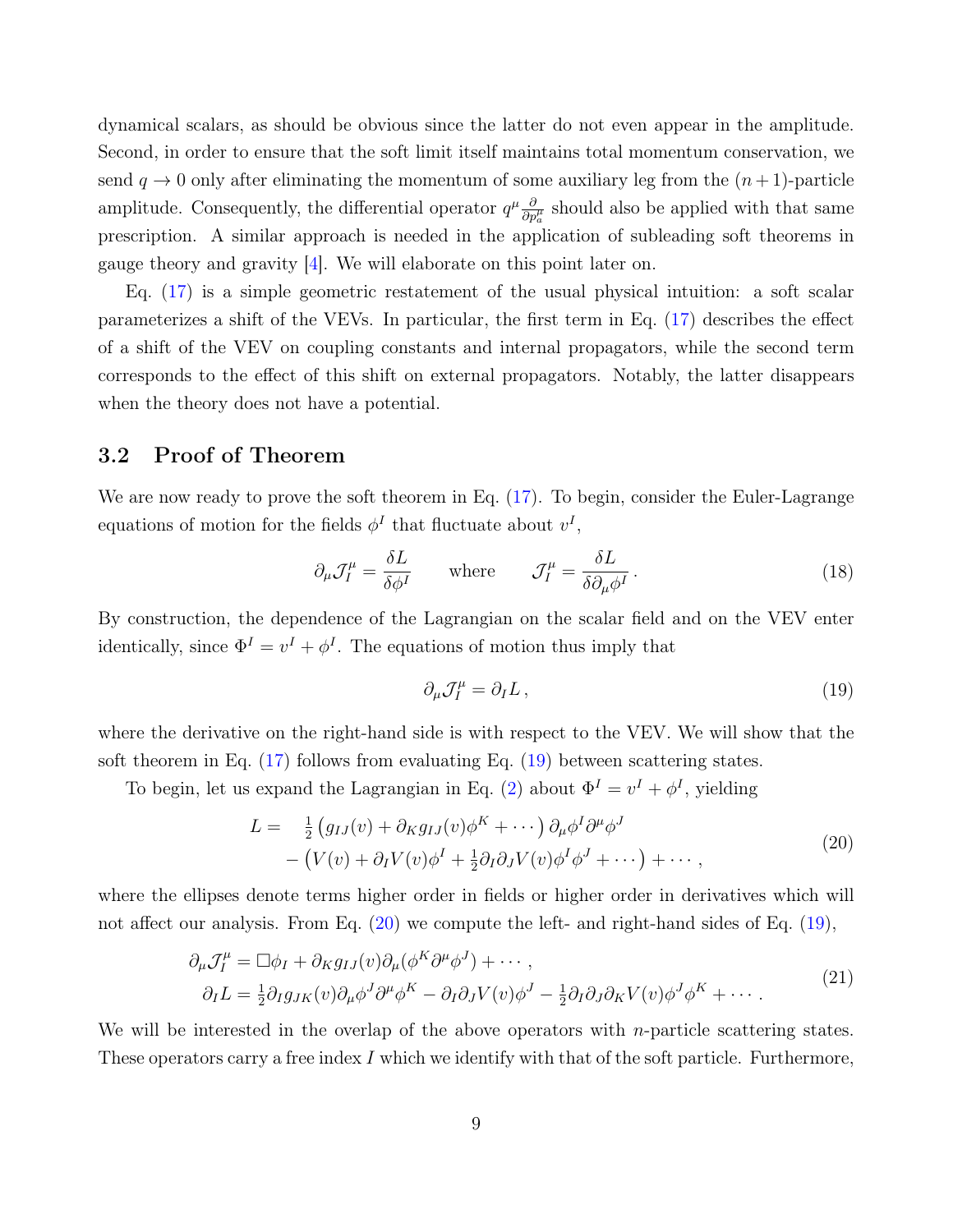dynamical scalars, as should be obvious since the latter do not even appear in the amplitude. Second, in order to ensure that the soft limit itself maintains total momentum conservation, we send $q \to 0$ only after eliminating the momentum of some auxiliary leg from the $(n+1)$-particle amplitude. Consequently, the differential operator $q^\mu \frac{\partial}{\partial p_a^\mu}$ should also be applied with that same prescription. A similar approach is needed in the application of subleading soft theorems in gauge theory and gravity [4]. We will elaborate on this point later on.

Eq. (17) is a simple geometric restatement of the usual physical intuition: a soft scalar parameterizes a shift of the VEVs. In particular, the first term in Eq. (17) describes the effect of a shift of the VEV on coupling constants and internal propagators, while the second term corresponds to the effect of this shift on external propagators. Notably, the latter disappears when the theory does not have a potential.

## 3.2 Proof of Theorem

We are now ready to prove the soft theorem in Eq. (17). To begin, consider the Euler-Lagrange equations of motion for the fields $\phi^I$ that fluctuate about $v^I$,

$$
\partial_\mu \mathcal{J}_I^\mu = \frac{\delta L}{\delta \phi^I} \qquad \text{where} \qquad \mathcal{J}_I^\mu = \frac{\delta L}{\delta \partial_\mu \phi^I}\,. \tag{18}
$$

By construction, the dependence of the Lagrangian on the scalar field and on the VEV enter identically, since $\Phi^I = v^I + \phi^I$. The equations of motion thus imply that

$$
\partial_\mu \mathcal{J}_I^\mu = \partial_I L\,, \tag{19}
$$

where the derivative on the right-hand side is with respect to the VEV. We will show that the soft theorem in Eq. (17) follows from evaluating Eq. (19) between scattering states.

To begin, let us expand the Lagrangian in Eq. (2) about $\Phi^I = v^I + \phi^I$, yielding

$$
\begin{aligned}
L = \quad & \tfrac{1}{2}\left(g_{IJ}(v) + \partial_K g_{IJ}(v)\phi^K + \cdots\right)\partial_\mu \phi^I \partial^\mu \phi^J \\
& - \left(V(v) + \partial_I V(v)\phi^I + \tfrac{1}{2}\partial_I \partial_J V(v)\phi^I \phi^J + \cdots\right) + \cdots\,,
\end{aligned} \tag{20}
$$

where the ellipses denote terms higher order in fields or higher order in derivatives which will not affect our analysis. From Eq. (20) we compute the left- and right-hand sides of Eq. (19),

$$
\begin{aligned}
\partial_\mu \mathcal{J}_I^\mu &= \Box \phi_I + \partial_K g_{IJ}(v)\partial_\mu(\phi^K \partial^\mu \phi^J) + \cdots\,, \\
\partial_I L &= \tfrac{1}{2}\partial_I g_{JK}(v)\partial_\mu \phi^J \partial^\mu \phi^K - \partial_I \partial_J V(v)\phi^J - \tfrac{1}{2}\partial_I \partial_J \partial_K V(v)\phi^J \phi^K + \cdots\,.
\end{aligned} \tag{21}
$$

We will be interested in the overlap of the above operators with $n$-particle scattering states. These operators carry a free index $I$ which we identify with that of the soft particle. Furthermore,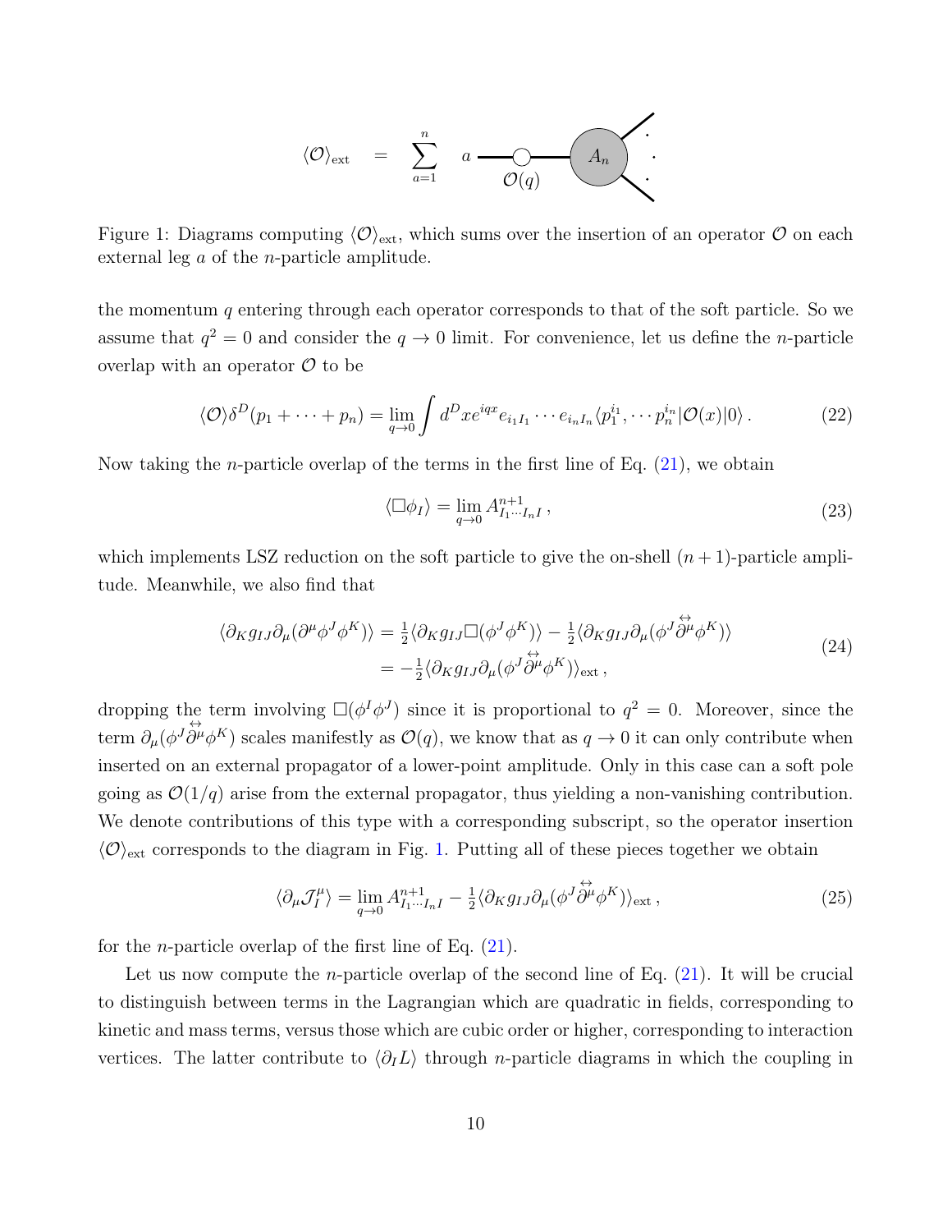$$\langle \mathcal{O} \rangle_{\rm ext} \quad = \quad \sum_{a=1}^{n} \quad a \; \text{———}\!\!\bigcirc\!\!\text{———} \; A_n$$

Figure 1: Diagrams computing $\langle \mathcal{O} \rangle_{\rm ext}$, which sums over the insertion of an operator $\mathcal{O}$ on each external leg $a$ of the $n$-particle amplitude.

the momentum $q$ entering through each operator corresponds to that of the soft particle. So we assume that $q^2 = 0$ and consider the $q \to 0$ limit. For convenience, let us define the $n$-particle overlap with an operator $\mathcal{O}$ to be

$$\langle \mathcal{O} \rangle \delta^D(p_1 + \cdots + p_n) = \lim_{q\to 0} \int d^D x e^{iqx} e_{i_1 I_1} \cdots e_{i_n I_n} \langle p_1^{i_1}, \cdots p_n^{i_n} | \mathcal{O}(x) | 0 \rangle \,. \tag{22}$$

Now taking the $n$-particle overlap of the terms in the first line of Eq. (21), we obtain

$$\langle \Box \phi_I \rangle = \lim_{q\to 0} A^{n+1}_{I_1 \cdots I_n I} \,, \tag{23}$$

which implements LSZ reduction on the soft particle to give the on-shell $(n+1)$-particle amplitude. Meanwhile, we also find that

$$\begin{aligned} \langle \partial_K g_{IJ} \partial_\mu (\partial^\mu \phi^J \phi^K) \rangle &= \tfrac{1}{2} \langle \partial_K g_{IJ} \Box (\phi^J \phi^K) \rangle - \tfrac{1}{2} \langle \partial_K g_{IJ} \partial_\mu (\phi^J \overset{\leftrightarrow}{\partial^\mu} \phi^K) \rangle \\ &= -\tfrac{1}{2} \langle \partial_K g_{IJ} \partial_\mu (\phi^J \overset{\leftrightarrow}{\partial^\mu} \phi^K) \rangle_{\rm ext} \,, \end{aligned} \tag{24}$$

dropping the term involving $\Box(\phi^I \phi^J)$ since it is proportional to $q^2 = 0$. Moreover, since the term $\partial_\mu (\phi^J \overset{\leftrightarrow}{\partial^\mu} \phi^K)$ scales manifestly as $\mathcal{O}(q)$, we know that as $q \to 0$ it can only contribute when inserted on an external propagator of a lower-point amplitude. Only in this case can a soft pole going as $\mathcal{O}(1/q)$ arise from the external propagator, thus yielding a non-vanishing contribution. We denote contributions of this type with a corresponding subscript, so the operator insertion $\langle \mathcal{O} \rangle_{\rm ext}$ corresponds to the diagram in Fig. 1. Putting all of these pieces together we obtain

$$\langle \partial_\mu \mathcal{J}^\mu_I \rangle = \lim_{q\to 0} A^{n+1}_{I_1 \cdots I_n I} - \tfrac{1}{2} \langle \partial_K g_{IJ} \partial_\mu (\phi^J \overset{\leftrightarrow}{\partial^\mu} \phi^K) \rangle_{\rm ext} \,, \tag{25}$$

for the $n$-particle overlap of the first line of Eq. (21).

Let us now compute the $n$-particle overlap of the second line of Eq. (21). It will be crucial to distinguish between terms in the Lagrangian which are quadratic in fields, corresponding to kinetic and mass terms, versus those which are cubic order or higher, corresponding to interaction vertices. The latter contribute to $\langle \partial_I L \rangle$ through $n$-particle diagrams in which the coupling in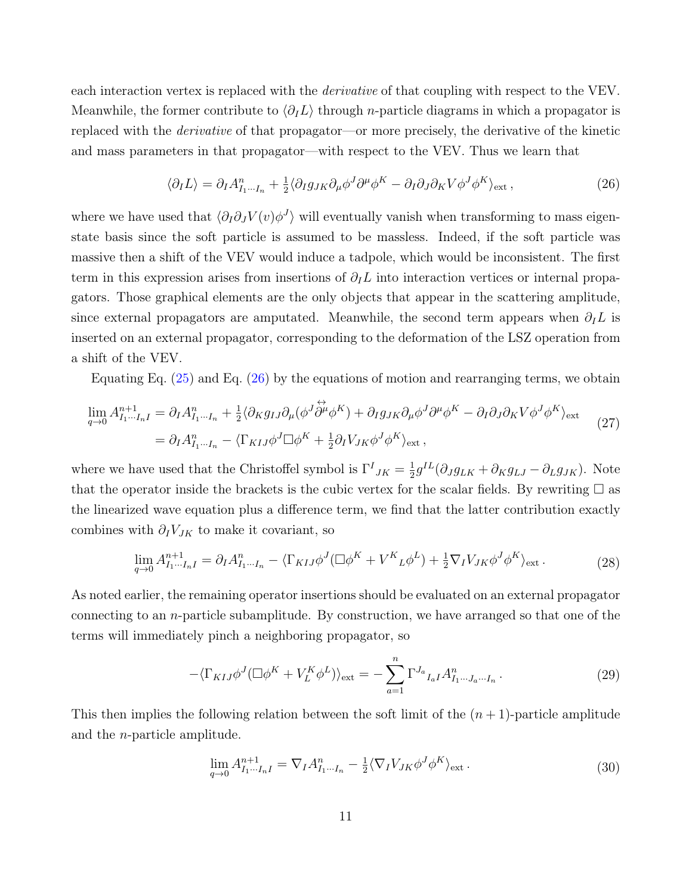each interaction vertex is replaced with the *derivative* of that coupling with respect to the VEV. Meanwhile, the former contribute to $\langle \partial_I L\rangle$ through $n$-particle diagrams in which a propagator is replaced with the *derivative* of that propagator—or more precisely, the derivative of the kinetic and mass parameters in that propagator—with respect to the VEV. Thus we learn that

$$\langle \partial_I L\rangle = \partial_I A^n_{I_1\cdots I_n} + \tfrac{1}{2}\langle \partial_I g_{JK}\partial_\mu \phi^J \partial^\mu \phi^K - \partial_I\partial_J\partial_K V \phi^J\phi^K\rangle_{\rm ext}\,, \tag{26}$$

where we have used that $\langle \partial_I \partial_J V(v)\phi^J\rangle$ will eventually vanish when transforming to mass eigenstate basis since the soft particle is assumed to be massless. Indeed, if the soft particle was massive then a shift of the VEV would induce a tadpole, which would be inconsistent. The first term in this expression arises from insertions of $\partial_I L$ into interaction vertices or internal propagators. Those graphical elements are the only objects that appear in the scattering amplitude, since external propagators are amputated. Meanwhile, the second term appears when $\partial_I L$ is inserted on an external propagator, corresponding to the deformation of the LSZ operation from a shift of the VEV.

Equating Eq. (25) and Eq. (26) by the equations of motion and rearranging terms, we obtain

$$\begin{aligned}\lim_{q\to 0} A^{n+1}_{I_1\cdots I_n I} &= \partial_I A^n_{I_1\cdots I_n} + \tfrac{1}{2}\langle \partial_K g_{IJ}\partial_\mu(\phi^J \overset{\leftrightarrow}{\partial^\mu}\phi^K) + \partial_I g_{JK}\partial_\mu\phi^J\partial^\mu\phi^K - \partial_I\partial_J\partial_K V\phi^J\phi^K\rangle_{\rm ext} \\ &= \partial_I A^n_{I_1\cdots I_n} - \langle \Gamma_{KIJ}\phi^J \Box \phi^K + \tfrac{1}{2}\partial_I V_{JK}\phi^J\phi^K\rangle_{\rm ext}\,,\end{aligned} \tag{27}$$

where we have used that the Christoffel symbol is $\Gamma^I{}_{JK} = \frac{1}{2}g^{IL}(\partial_J g_{LK} + \partial_K g_{LJ} - \partial_L g_{JK})$. Note that the operator inside the brackets is the cubic vertex for the scalar fields. By rewriting $\Box$ as the linearized wave equation plus a difference term, we find that the latter contribution exactly combines with $\partial_I V_{JK}$ to make it covariant, so

$$\lim_{q\to 0} A^{n+1}_{I_1\cdots I_n I} = \partial_I A^n_{I_1\cdots I_n} - \langle \Gamma_{KIJ}\phi^J(\Box\phi^K + V^K{}_L\phi^L) + \tfrac{1}{2}\nabla_I V_{JK}\phi^J\phi^K\rangle_{\rm ext}\,. \tag{28}$$

As noted earlier, the remaining operator insertions should be evaluated on an external propagator connecting to an $n$-particle subamplitude. By construction, we have arranged so that one of the terms will immediately pinch a neighboring propagator, so

$$-\langle \Gamma_{KIJ}\phi^J(\Box\phi^K + V^K_L\phi^L)\rangle_{\rm ext} = -\sum_{a=1}^{n}\Gamma^{J_a}{}_{I_a I} A^n_{I_1\cdots J_a\cdots I_n}\,. \tag{29}$$

This then implies the following relation between the soft limit of the $(n+1)$-particle amplitude and the $n$-particle amplitude.

$$\lim_{q\to 0} A^{n+1}_{I_1\cdots I_n I} = \nabla_I A^n_{I_1\cdots I_n} - \tfrac{1}{2}\langle \nabla_I V_{JK}\phi^J\phi^K\rangle_{\rm ext}\,. \tag{30}$$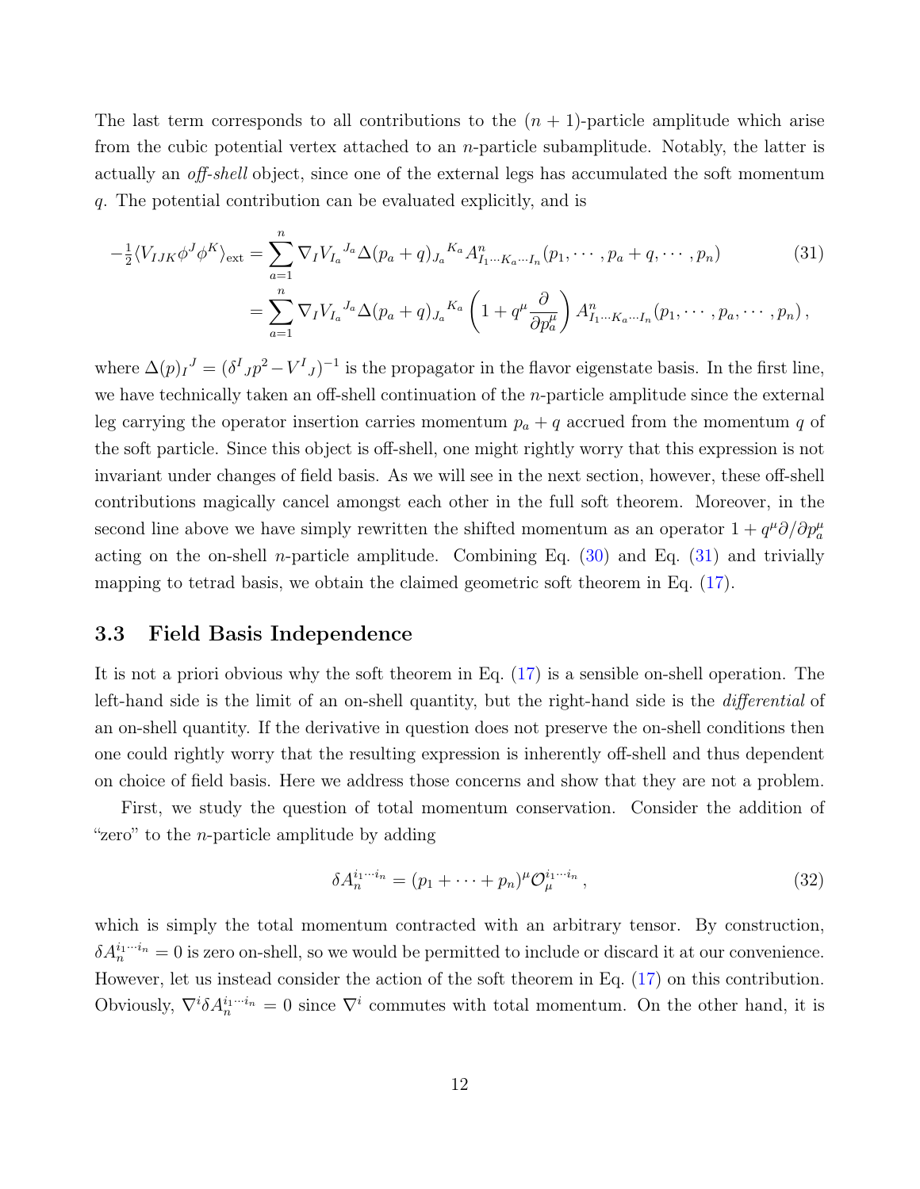The last term corresponds to all contributions to the $(n+1)$-particle amplitude which arise from the cubic potential vertex attached to an $n$-particle subamplitude. Notably, the latter is actually an *off-shell* object, since one of the external legs has accumulated the soft momentum $q$. The potential contribution can be evaluated explicitly, and is

$$
\begin{aligned}
-\tfrac{1}{2}\langle V_{IJK}\phi^J\phi^K\rangle_{\rm ext} &= \sum_{a=1}^{n} \nabla_I V_{I_a}{}^{J_a} \Delta(p_a+q)_{J_a}{}^{K_a} A^n_{I_1\cdots K_a\cdots I_n}(p_1,\cdots,p_a+q,\cdots,p_n) \\
&= \sum_{a=1}^{n} \nabla_I V_{I_a}{}^{J_a} \Delta(p_a+q)_{J_a}{}^{K_a} \left(1+q^\mu \frac{\partial}{\partial p_a^\mu}\right) A^n_{I_1\cdots K_a\cdots I_n}(p_1,\cdots,p_a,\cdots,p_n)\,,
\end{aligned} \tag{31}
$$

where $\Delta(p)_I{}^J = (\delta^I{}_J p^2 - V^I{}_J)^{-1}$ is the propagator in the flavor eigenstate basis. In the first line, we have technically taken an off-shell continuation of the $n$-particle amplitude since the external leg carrying the operator insertion carries momentum $p_a+q$ accrued from the momentum $q$ of the soft particle. Since this object is off-shell, one might rightly worry that this expression is not invariant under changes of field basis. As we will see in the next section, however, these off-shell contributions magically cancel amongst each other in the full soft theorem. Moreover, in the second line above we have simply rewritten the shifted momentum as an operator $1+q^\mu\partial/\partial p_a^\mu$ acting on the on-shell $n$-particle amplitude. Combining Eq. (30) and Eq. (31) and trivially mapping to tetrad basis, we obtain the claimed geometric soft theorem in Eq. (17).

### 3.3 Field Basis Independence

It is not a priori obvious why the soft theorem in Eq. (17) is a sensible on-shell operation. The left-hand side is the limit of an on-shell quantity, but the right-hand side is the *differential* of an on-shell quantity. If the derivative in question does not preserve the on-shell conditions then one could rightly worry that the resulting expression is inherently off-shell and thus dependent on choice of field basis. Here we address those concerns and show that they are not a problem.

First, we study the question of total momentum conservation. Consider the addition of "zero" to the $n$-particle amplitude by adding

$$
\delta A_n^{i_1\cdots i_n} = (p_1+\cdots+p_n)^\mu \mathcal{O}_\mu^{i_1\cdots i_n}\,, \tag{32}
$$

which is simply the total momentum contracted with an arbitrary tensor. By construction, $\delta A_n^{i_1\cdots i_n}=0$ is zero on-shell, so we would be permitted to include or discard it at our convenience. However, let us instead consider the action of the soft theorem in Eq. (17) on this contribution. Obviously, $\nabla^i \delta A_n^{i_1\cdots i_n}=0$ since $\nabla^i$ commutes with total momentum. On the other hand, it is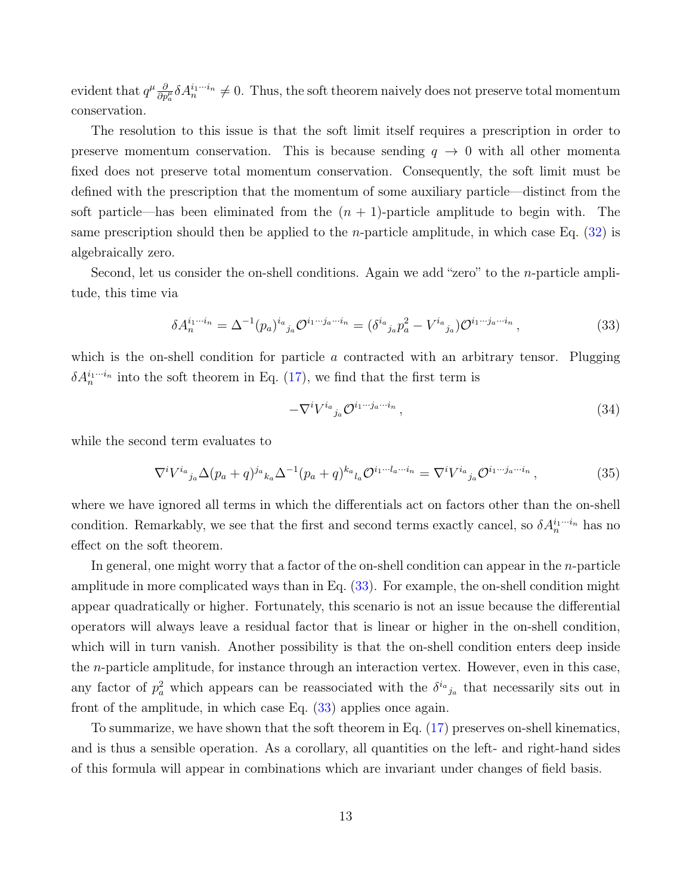evident that $q^\mu \frac{\partial}{\partial p_a^\mu} \delta A_n^{i_1 \cdots i_n} \neq 0$. Thus, the soft theorem naively does not preserve total momentum conservation.

The resolution to this issue is that the soft limit itself requires a prescription in order to preserve momentum conservation. This is because sending $q \to 0$ with all other momenta fixed does not preserve total momentum conservation. Consequently, the soft limit must be defined with the prescription that the momentum of some auxiliary particle—distinct from the soft particle—has been eliminated from the $(n+1)$-particle amplitude to begin with. The same prescription should then be applied to the $n$-particle amplitude, in which case Eq. (32) is algebraically zero.

Second, let us consider the on-shell conditions. Again we add "zero" to the $n$-particle amplitude, this time via

$$\delta A_n^{i_1 \cdots i_n} = \Delta^{-1}(p_a)^{i_a}{}_{j_a} \mathcal{O}^{i_1 \cdots j_a \cdots i_n} = (\delta^{i_a}{}_{j_a} p_a^2 - V^{i_a}{}_{j_a}) \mathcal{O}^{i_1 \cdots j_a \cdots i_n} \,, \tag{33}$$

which is the on-shell condition for particle $a$ contracted with an arbitrary tensor. Plugging $\delta A_n^{i_1 \cdots i_n}$ into the soft theorem in Eq. (17), we find that the first term is

$$-\nabla^i V^{i_a}{}_{j_a} \mathcal{O}^{i_1 \cdots j_a \cdots i_n} \,, \tag{34}$$

while the second term evaluates to

$$\nabla^i V^{i_a}{}_{j_a} \Delta(p_a + q)^{j_a}{}_{k_a} \Delta^{-1}(p_a + q)^{k_a}{}_{l_a} \mathcal{O}^{i_1 \cdots l_a \cdots i_n} = \nabla^i V^{i_a}{}_{j_a} \mathcal{O}^{i_1 \cdots j_a \cdots i_n} \,, \tag{35}$$

where we have ignored all terms in which the differentials act on factors other than the on-shell condition. Remarkably, we see that the first and second terms exactly cancel, so $\delta A_n^{i_1 \cdots i_n}$ has no effect on the soft theorem.

In general, one might worry that a factor of the on-shell condition can appear in the $n$-particle amplitude in more complicated ways than in Eq. (33). For example, the on-shell condition might appear quadratically or higher. Fortunately, this scenario is not an issue because the differential operators will always leave a residual factor that is linear or higher in the on-shell condition, which will in turn vanish. Another possibility is that the on-shell condition enters deep inside the $n$-particle amplitude, for instance through an interaction vertex. However, even in this case, any factor of $p_a^2$ which appears can be reassociated with the $\delta^{i_a}{}_{j_a}$ that necessarily sits out in front of the amplitude, in which case Eq. (33) applies once again.

To summarize, we have shown that the soft theorem in Eq. (17) preserves on-shell kinematics, and is thus a sensible operation. As a corollary, all quantities on the left- and right-hand sides of this formula will appear in combinations which are invariant under changes of field basis.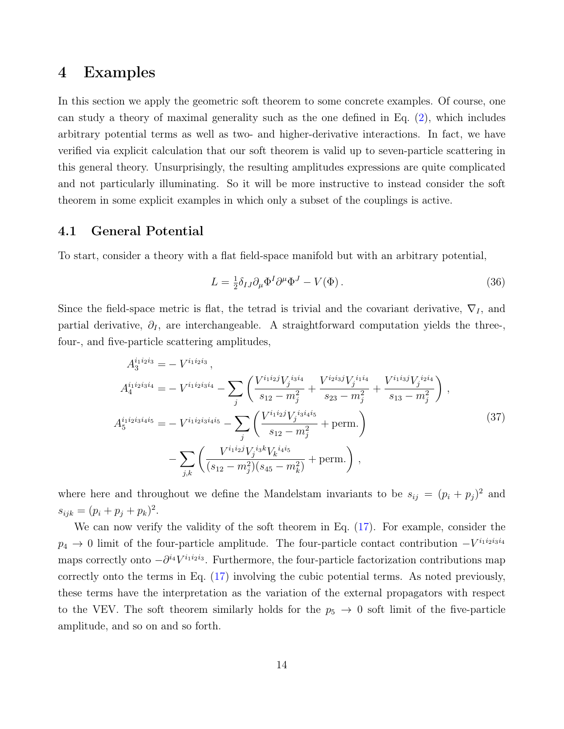# 4 Examples

In this section we apply the geometric soft theorem to some concrete examples. Of course, one can study a theory of maximal generality such as the one defined in Eq. (2), which includes arbitrary potential terms as well as two- and higher-derivative interactions. In fact, we have verified via explicit calculation that our soft theorem is valid up to seven-particle scattering in this general theory. Unsurprisingly, the resulting amplitudes expressions are quite complicated and not particularly illuminating. So it will be more instructive to instead consider the soft theorem in some explicit examples in which only a subset of the couplings is active.

## 4.1 General Potential

To start, consider a theory with a flat field-space manifold but with an arbitrary potential,

$$L = \tfrac{1}{2}\delta_{IJ}\partial_\mu \Phi^I \partial^\mu \Phi^J - V(\Phi)\,. \tag{36}$$

Since the field-space metric is flat, the tetrad is trivial and the covariant derivative, $\nabla_I$, and partial derivative, $\partial_I$, are interchangeable. A straightforward computation yields the three-, four-, and five-particle scattering amplitudes,

$$\begin{aligned}
A_3^{i_1 i_2 i_3} &= -V^{i_1 i_2 i_3}\,,\\
A_4^{i_1 i_2 i_3 i_4} &= -V^{i_1 i_2 i_3 i_4} - \sum_j \left( \frac{V^{i_1 i_2 j} V_j{}^{i_3 i_4}}{s_{12} - m_j^2} + \frac{V^{i_2 i_3 j} V_j{}^{i_1 i_4}}{s_{23} - m_j^2} + \frac{V^{i_1 i_3 j} V_j{}^{i_2 i_4}}{s_{13} - m_j^2} \right)\,,\\
A_5^{i_1 i_2 i_3 i_4 i_5} &= -V^{i_1 i_2 i_3 i_4 i_5} - \sum_j \left( \frac{V^{i_1 i_2 j} V_j{}^{i_3 i_4 i_5}}{s_{12} - m_j^2} + \text{perm.} \right)\\
&\quad - \sum_{j,k} \left( \frac{V^{i_1 i_2 j} V_j{}^{i_3 k} V_k{}^{i_4 i_5}}{(s_{12} - m_j^2)(s_{45} - m_k^2)} + \text{perm.} \right)\,,
\end{aligned} \tag{37}$$

where here and throughout we define the Mandelstam invariants to be $s_{ij} = (p_i + p_j)^2$ and $s_{ijk} = (p_i + p_j + p_k)^2$.

We can now verify the validity of the soft theorem in Eq. (17). For example, consider the $p_4 \to 0$ limit of the four-particle amplitude. The four-particle contact contribution $-V^{i_1 i_2 i_3 i_4}$ maps correctly onto $-\partial^{i_4} V^{i_1 i_2 i_3}$. Furthermore, the four-particle factorization contributions map correctly onto the terms in Eq. (17) involving the cubic potential terms. As noted previously, these terms have the interpretation as the variation of the external propagators with respect to the VEV. The soft theorem similarly holds for the $p_5 \to 0$ soft limit of the five-particle amplitude, and so on and so forth.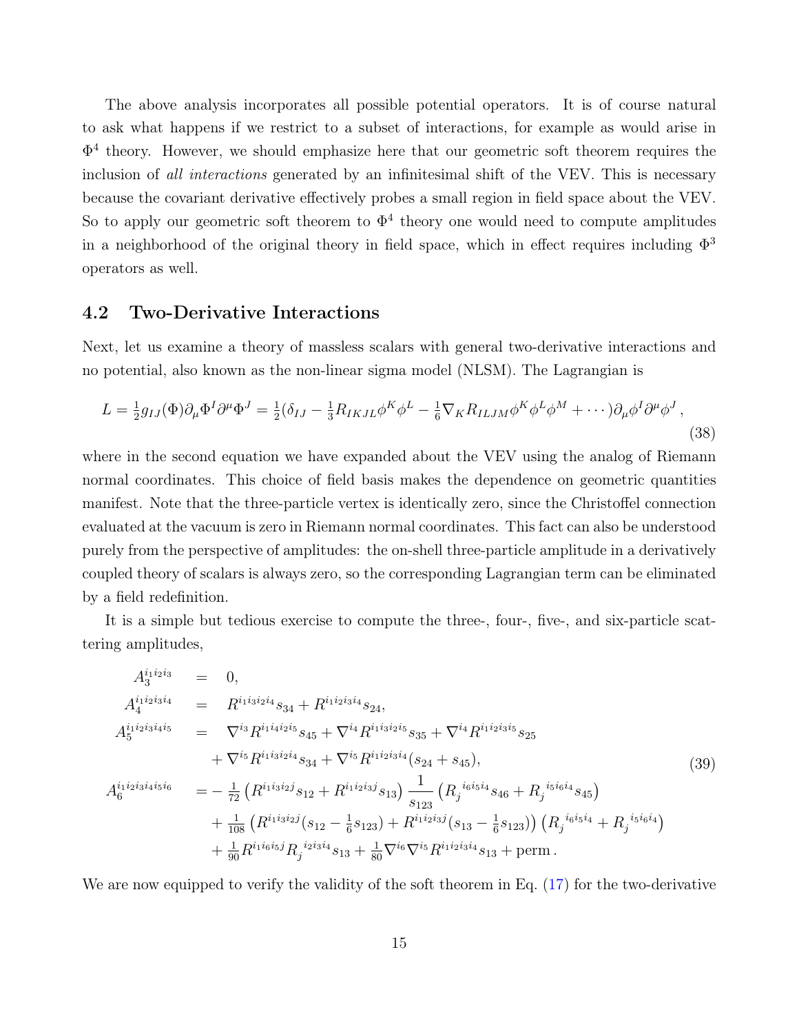The above analysis incorporates all possible potential operators. It is of course natural to ask what happens if we restrict to a subset of interactions, for example as would arise in $\Phi^4$ theory. However, we should emphasize here that our geometric soft theorem requires the inclusion of *all interactions* generated by an infinitesimal shift of the VEV. This is necessary because the covariant derivative effectively probes a small region in field space about the VEV. So to apply our geometric soft theorem to $\Phi^4$ theory one would need to compute amplitudes in a neighborhood of the original theory in field space, which in effect requires including $\Phi^3$ operators as well.

## 4.2 Two-Derivative Interactions

Next, let us examine a theory of massless scalars with general two-derivative interactions and no potential, also known as the non-linear sigma model (NLSM). The Lagrangian is

$$L = \tfrac{1}{2} g_{IJ}(\Phi)\partial_\mu \Phi^I \partial^\mu \Phi^J = \tfrac{1}{2}(\delta_{IJ} - \tfrac{1}{3}R_{IKJL}\phi^K\phi^L - \tfrac{1}{6}\nabla_K R_{ILJM}\phi^K\phi^L\phi^M + \cdots)\partial_\mu\phi^I\partial^\mu\phi^J\,, \tag{38}$$

where in the second equation we have expanded about the VEV using the analog of Riemann normal coordinates. This choice of field basis makes the dependence on geometric quantities manifest. Note that the three-particle vertex is identically zero, since the Christoffel connection evaluated at the vacuum is zero in Riemann normal coordinates. This fact can also be understood purely from the perspective of amplitudes: the on-shell three-particle amplitude in a derivatively coupled theory of scalars is always zero, so the corresponding Lagrangian term can be eliminated by a field redefinition.

It is a simple but tedious exercise to compute the three-, four-, five-, and six-particle scattering amplitudes,

$$\begin{aligned}
A_3^{i_1 i_2 i_3} &= 0, \\
A_4^{i_1 i_2 i_3 i_4} &= R^{i_1 i_3 i_2 i_4} s_{34} + R^{i_1 i_2 i_3 i_4} s_{24}, \\
A_5^{i_1 i_2 i_3 i_4 i_5} &= \nabla^{i_3} R^{i_1 i_4 i_2 i_5} s_{45} + \nabla^{i_4} R^{i_1 i_3 i_2 i_5} s_{35} + \nabla^{i_4} R^{i_1 i_2 i_3 i_5} s_{25} \\
&\quad + \nabla^{i_5} R^{i_1 i_3 i_2 i_4} s_{34} + \nabla^{i_5} R^{i_1 i_2 i_3 i_4}(s_{24} + s_{45}), \\
A_6^{i_1 i_2 i_3 i_4 i_5 i_6} &= -\tfrac{1}{72}\left(R^{i_1 i_3 i_2 j} s_{12} + R^{i_1 i_2 i_3 j} s_{13}\right)\frac{1}{s_{123}}\left(R_j{}^{i_6 i_5 i_4} s_{46} + R_j{}^{i_5 i_6 i_4} s_{45}\right) \\
&\quad + \tfrac{1}{108}\left(R^{i_1 i_3 i_2 j}(s_{12} - \tfrac{1}{6}s_{123}) + R^{i_1 i_2 i_3 j}(s_{13} - \tfrac{1}{6}s_{123})\right)\left(R_j{}^{i_6 i_5 i_4} + R_j{}^{i_5 i_6 i_4}\right) \\
&\quad + \tfrac{1}{90} R^{i_1 i_6 i_5 j} R_j{}^{i_2 i_3 i_4} s_{13} + \tfrac{1}{80}\nabla^{i_6}\nabla^{i_5} R^{i_1 i_2 i_3 i_4} s_{13} + \text{perm}\,.
\end{aligned} \tag{39}$$

We are now equipped to verify the validity of the soft theorem in Eq. (17) for the two-derivative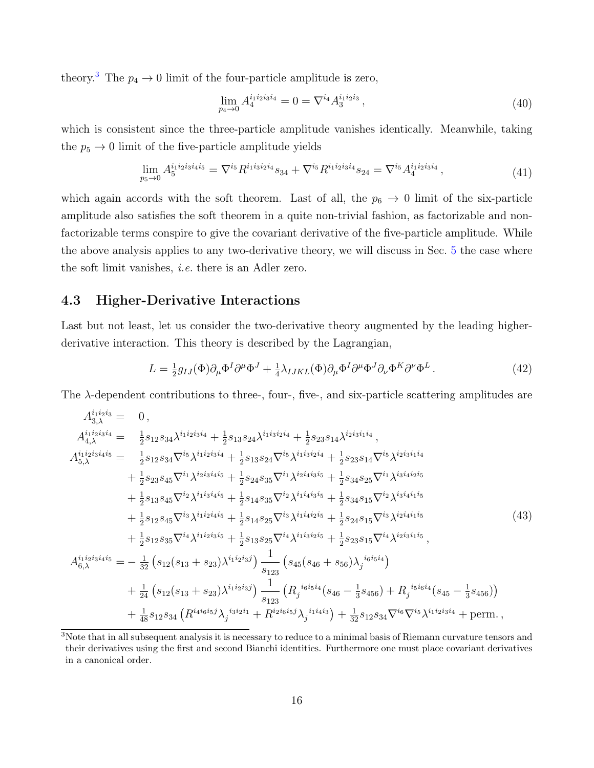theory.[3] The $p_4 \to 0$ limit of the four-particle amplitude is zero,

$$
\lim_{p_4 \to 0} A_4^{i_1 i_2 i_3 i_4} = 0 = \nabla^{i_4} A_3^{i_1 i_2 i_3} \,, \tag{40}
$$

which is consistent since the three-particle amplitude vanishes identically. Meanwhile, taking the $p_5 \to 0$ limit of the five-particle amplitude yields

$$
\lim_{p_5 \to 0} A_5^{i_1 i_2 i_3 i_4 i_5} = \nabla^{i_5} R^{i_1 i_3 i_2 i_4} s_{34} + \nabla^{i_5} R^{i_1 i_2 i_3 i_4} s_{24} = \nabla^{i_5} A_4^{i_1 i_2 i_3 i_4} \,, \tag{41}
$$

which again accords with the soft theorem. Last of all, the $p_6 \to 0$ limit of the six-particle amplitude also satisfies the soft theorem in a quite non-trivial fashion, as factorizable and non-factorizable terms conspire to give the covariant derivative of the five-particle amplitude. While the above analysis applies to any two-derivative theory, we will discuss in Sec. 5 the case where the soft limit vanishes, *i.e.* there is an Adler zero.

### 4.3 Higher-Derivative Interactions

Last but not least, let us consider the two-derivative theory augmented by the leading higher-derivative interaction. This theory is described by the Lagrangian,

$$
L = \tfrac{1}{2} g_{IJ}(\Phi) \partial_\mu \Phi^I \partial^\mu \Phi^J + \tfrac{1}{4} \lambda_{IJKL}(\Phi) \partial_\mu \Phi^I \partial^\mu \Phi^J \partial_\nu \Phi^K \partial^\nu \Phi^L \,. \tag{42}
$$

The $\lambda$-dependent contributions to three-, four-, five-, and six-particle scattering amplitudes are

$$
\begin{aligned}
A_{3,\lambda}^{i_1 i_2 i_3} = \;& 0 \,, \\
A_{4,\lambda}^{i_1 i_2 i_3 i_4} = \;& \tfrac{1}{2} s_{12} s_{34} \lambda^{i_1 i_2 i_3 i_4} + \tfrac{1}{2} s_{13} s_{24} \lambda^{i_1 i_3 i_2 i_4} + \tfrac{1}{2} s_{23} s_{14} \lambda^{i_2 i_3 i_1 i_4} \,, \\
A_{5,\lambda}^{i_1 i_2 i_3 i_4 i_5} = \;& \tfrac{1}{2} s_{12} s_{34} \nabla^{i_5} \lambda^{i_1 i_2 i_3 i_4} + \tfrac{1}{2} s_{13} s_{24} \nabla^{i_5} \lambda^{i_1 i_3 i_2 i_4} + \tfrac{1}{2} s_{23} s_{14} \nabla^{i_5} \lambda^{i_2 i_3 i_1 i_4} \\
& + \tfrac{1}{2} s_{23} s_{45} \nabla^{i_1} \lambda^{i_2 i_3 i_4 i_5} + \tfrac{1}{2} s_{24} s_{35} \nabla^{i_1} \lambda^{i_2 i_4 i_3 i_5} + \tfrac{1}{2} s_{34} s_{25} \nabla^{i_1} \lambda^{i_3 i_4 i_2 i_5} \\
& + \tfrac{1}{2} s_{13} s_{45} \nabla^{i_2} \lambda^{i_1 i_3 i_4 i_5} + \tfrac{1}{2} s_{14} s_{35} \nabla^{i_2} \lambda^{i_1 i_4 i_3 i_5} + \tfrac{1}{2} s_{34} s_{15} \nabla^{i_2} \lambda^{i_3 i_4 i_1 i_5} \\
& + \tfrac{1}{2} s_{12} s_{45} \nabla^{i_3} \lambda^{i_1 i_2 i_4 i_5} + \tfrac{1}{2} s_{14} s_{25} \nabla^{i_3} \lambda^{i_1 i_4 i_2 i_5} + \tfrac{1}{2} s_{24} s_{15} \nabla^{i_3} \lambda^{i_2 i_4 i_1 i_5} \\
& + \tfrac{1}{2} s_{12} s_{35} \nabla^{i_4} \lambda^{i_1 i_2 i_3 i_5} + \tfrac{1}{2} s_{13} s_{25} \nabla^{i_4} \lambda^{i_1 i_3 i_2 i_5} + \tfrac{1}{2} s_{23} s_{15} \nabla^{i_4} \lambda^{i_2 i_3 i_1 i_5} \,, \\
A_{6,\lambda}^{i_1 i_2 i_3 i_4 i_5} = & - \tfrac{1}{32} \left( s_{12}(s_{13} + s_{23}) \lambda^{i_1 i_2 i_3 j} \right) \frac{1}{s_{123}} \left( s_{45}(s_{46} + s_{56}) \lambda_j{}^{i_6 i_5 i_4} \right) \\
& + \tfrac{1}{24} \left( s_{12}(s_{13} + s_{23}) \lambda^{i_1 i_2 i_3 j} \right) \frac{1}{s_{123}} \left( R_j{}^{i_6 i_5 i_4} (s_{46} - \tfrac{1}{3} s_{456}) + R_j{}^{i_5 i_6 i_4} (s_{45} - \tfrac{1}{3} s_{456}) \right) \\
& + \tfrac{1}{48} s_{12} s_{34} \left( R^{i_4 i_6 i_5 j} \lambda_j{}^{i_3 i_2 i_1} + R^{i_2 i_6 i_5 j} \lambda_j{}^{i_1 i_4 i_3} \right) + \tfrac{1}{32} s_{12} s_{34} \nabla^{i_6} \nabla^{i_5} \lambda^{i_1 i_2 i_3 i_4} + \text{perm.} \,,
\end{aligned} \tag{43}
$$

[3] Note that in all subsequent analysis it is necessary to reduce to a minimal basis of Riemann curvature tensors and their derivatives using the first and second Bianchi identities. Furthermore one must place covariant derivatives in a canonical order.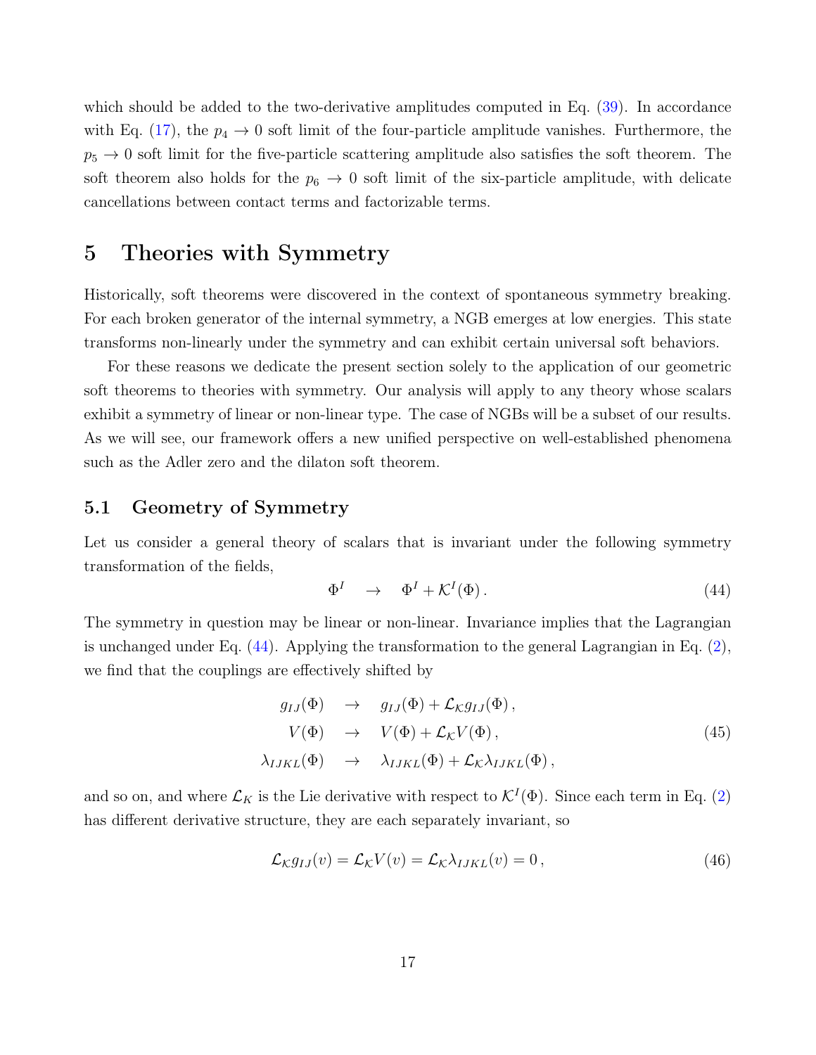which should be added to the two-derivative amplitudes computed in Eq. (39). In accordance with Eq. (17), the $p_4 \to 0$ soft limit of the four-particle amplitude vanishes. Furthermore, the $p_5 \to 0$ soft limit for the five-particle scattering amplitude also satisfies the soft theorem. The soft theorem also holds for the $p_6 \to 0$ soft limit of the six-particle amplitude, with delicate cancellations between contact terms and factorizable terms.

# 5 Theories with Symmetry

Historically, soft theorems were discovered in the context of spontaneous symmetry breaking. For each broken generator of the internal symmetry, a NGB emerges at low energies. This state transforms non-linearly under the symmetry and can exhibit certain universal soft behaviors.

For these reasons we dedicate the present section solely to the application of our geometric soft theorems to theories with symmetry. Our analysis will apply to any theory whose scalars exhibit a symmetry of linear or non-linear type. The case of NGBs will be a subset of our results. As we will see, our framework offers a new unified perspective on well-established phenomena such as the Adler zero and the dilaton soft theorem.

## 5.1 Geometry of Symmetry

Let us consider a general theory of scalars that is invariant under the following symmetry transformation of the fields,

$$\Phi^I \quad \to \quad \Phi^I + \mathcal{K}^I(\Phi)\,. \tag{44}$$

The symmetry in question may be linear or non-linear. Invariance implies that the Lagrangian is unchanged under Eq. (44). Applying the transformation to the general Lagrangian in Eq. (2), we find that the couplings are effectively shifted by

$$\begin{aligned} g_{IJ}(\Phi) \quad &\to \quad g_{IJ}(\Phi) + \mathcal{L}_{\mathcal{K}} g_{IJ}(\Phi)\,, \\ V(\Phi) \quad &\to \quad V(\Phi) + \mathcal{L}_{\mathcal{K}} V(\Phi)\,, \\ \lambda_{IJKL}(\Phi) \quad &\to \quad \lambda_{IJKL}(\Phi) + \mathcal{L}_{\mathcal{K}} \lambda_{IJKL}(\Phi)\,, \end{aligned} \tag{45}$$

and so on, and where $\mathcal{L}_K$ is the Lie derivative with respect to $\mathcal{K}^I(\Phi)$. Since each term in Eq. (2) has different derivative structure, they are each separately invariant, so

$$\mathcal{L}_{\mathcal{K}} g_{IJ}(v) = \mathcal{L}_{\mathcal{K}} V(v) = \mathcal{L}_{\mathcal{K}} \lambda_{IJKL}(v) = 0\,, \tag{46}$$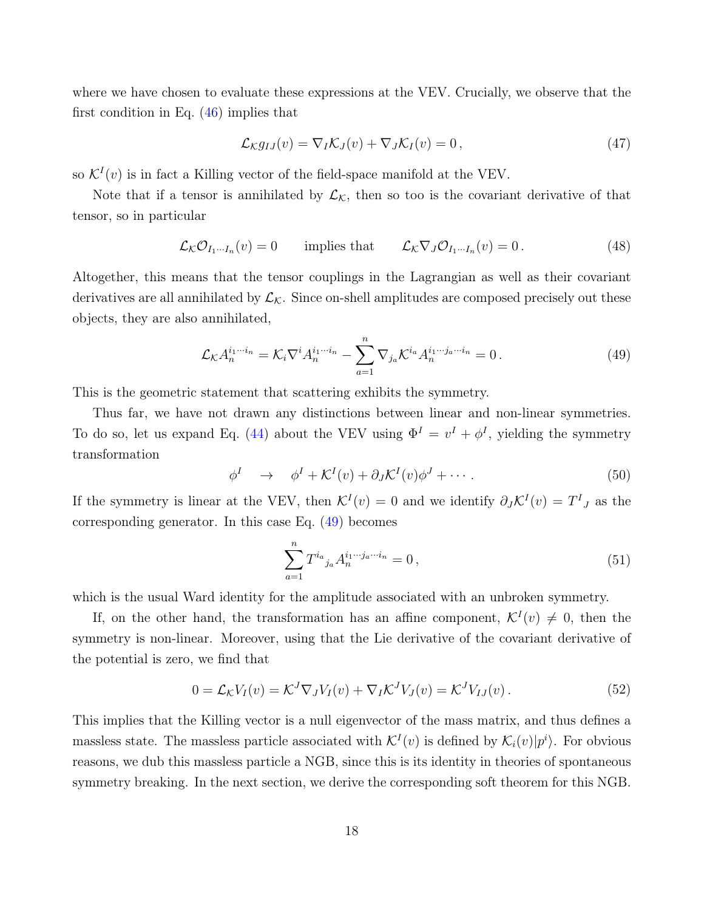where we have chosen to evaluate these expressions at the VEV. Crucially, we observe that the first condition in Eq. (46) implies that

$$\mathcal{L}_{\mathcal{K}} g_{IJ}(v) = \nabla_I \mathcal{K}_J(v) + \nabla_J \mathcal{K}_I(v) = 0\,, \tag{47}$$

so $\mathcal{K}^I(v)$ is in fact a Killing vector of the field-space manifold at the VEV.

Note that if a tensor is annihilated by $\mathcal{L}_{\mathcal{K}}$, then so too is the covariant derivative of that tensor, so in particular

$$\mathcal{L}_{\mathcal{K}} \mathcal{O}_{I_1 \cdots I_n}(v) = 0 \qquad \text{implies that} \qquad \mathcal{L}_{\mathcal{K}} \nabla_J \mathcal{O}_{I_1 \cdots I_n}(v) = 0\,. \tag{48}$$

Altogether, this means that the tensor couplings in the Lagrangian as well as their covariant derivatives are all annihilated by $\mathcal{L}_{\mathcal{K}}$. Since on-shell amplitudes are composed precisely out these objects, they are also annihilated,

$$\mathcal{L}_{\mathcal{K}} A_n^{i_1 \cdots i_n} = \mathcal{K}_i \nabla^i A_n^{i_1 \cdots i_n} - \sum_{a=1}^{n} \nabla_{j_a} \mathcal{K}^{i_a} A_n^{i_1 \cdots j_a \cdots i_n} = 0\,. \tag{49}$$

This is the geometric statement that scattering exhibits the symmetry.

Thus far, we have not drawn any distinctions between linear and non-linear symmetries. To do so, let us expand Eq. (44) about the VEV using $\Phi^I = v^I + \phi^I$, yielding the symmetry transformation

$$\phi^I \quad \to \quad \phi^I + \mathcal{K}^I(v) + \partial_J \mathcal{K}^I(v) \phi^J + \cdots\,. \tag{50}$$

If the symmetry is linear at the VEV, then $\mathcal{K}^I(v) = 0$ and we identify $\partial_J \mathcal{K}^I(v) = T^I{}_J$ as the corresponding generator. In this case Eq. (49) becomes

$$\sum_{a=1}^{n} T^{i_a}{}_{j_a} A_n^{i_1 \cdots j_a \cdots i_n} = 0\,, \tag{51}$$

which is the usual Ward identity for the amplitude associated with an unbroken symmetry.

If, on the other hand, the transformation has an affine component, $\mathcal{K}^I(v) \neq 0$, then the symmetry is non-linear. Moreover, using that the Lie derivative of the covariant derivative of the potential is zero, we find that

$$0 = \mathcal{L}_{\mathcal{K}} V_I(v) = \mathcal{K}^J \nabla_J V_I(v) + \nabla_I \mathcal{K}^J V_J(v) = \mathcal{K}^J V_{IJ}(v)\,. \tag{52}$$

This implies that the Killing vector is a null eigenvector of the mass matrix, and thus defines a massless state. The massless particle associated with $\mathcal{K}^I(v)$ is defined by $\mathcal{K}_i(v)|p^i\rangle$. For obvious reasons, we dub this massless particle a NGB, since this is its identity in theories of spontaneous symmetry breaking. In the next section, we derive the corresponding soft theorem for this NGB.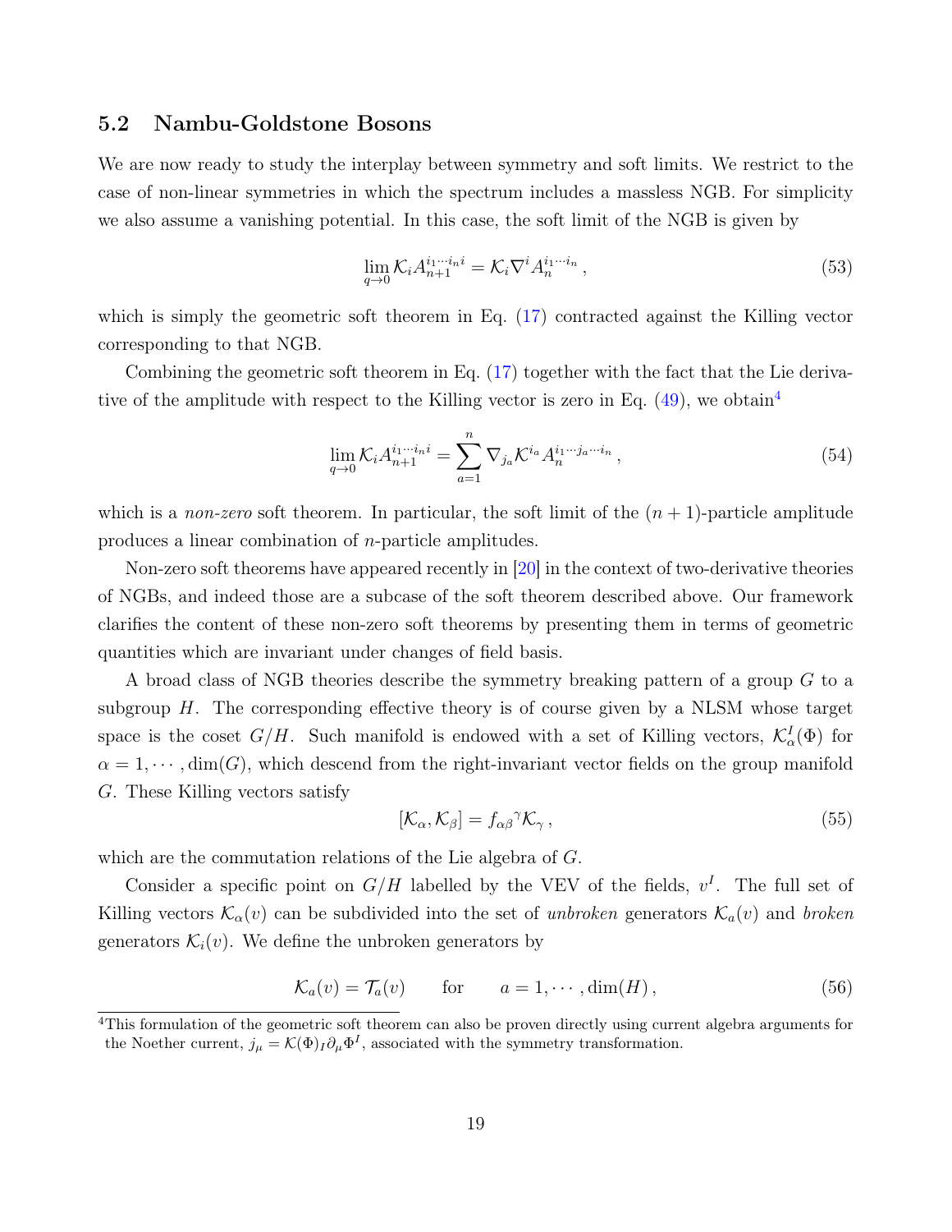## 5.2 Nambu-Goldstone Bosons

We are now ready to study the interplay between symmetry and soft limits. We restrict to the case of non-linear symmetries in which the spectrum includes a massless NGB. For simplicity we also assume a vanishing potential. In this case, the soft limit of the NGB is given by

$$\lim_{q\to 0} \mathcal{K}_i A_{n+1}^{i_1\cdots i_n i} = \mathcal{K}_i \nabla^i A_n^{i_1\cdots i_n}\,, \tag{53}$$

which is simply the geometric soft theorem in Eq. (17) contracted against the Killing vector corresponding to that NGB.

Combining the geometric soft theorem in Eq. (17) together with the fact that the Lie derivative of the amplitude with respect to the Killing vector is zero in Eq. (49), we obtain[4]

$$\lim_{q\to 0} \mathcal{K}_i A_{n+1}^{i_1\cdots i_n i} = \sum_{a=1}^{n} \nabla_{j_a} \mathcal{K}^{i_a} A_n^{i_1\cdots j_a \cdots i_n}\,, \tag{54}$$

which is a *non-zero* soft theorem. In particular, the soft limit of the $(n+1)$-particle amplitude produces a linear combination of $n$-particle amplitudes.

Non-zero soft theorems have appeared recently in [20] in the context of two-derivative theories of NGBs, and indeed those are a subcase of the soft theorem described above. Our framework clarifies the content of these non-zero soft theorems by presenting them in terms of geometric quantities which are invariant under changes of field basis.

A broad class of NGB theories describe the symmetry breaking pattern of a group $G$ to a subgroup $H$. The corresponding effective theory is of course given by a NLSM whose target space is the coset $G/H$. Such manifold is endowed with a set of Killing vectors, $\mathcal{K}_\alpha^I(\Phi)$ for $\alpha = 1, \cdots, \dim(G)$, which descend from the right-invariant vector fields on the group manifold $G$. These Killing vectors satisfy

$$[\mathcal{K}_\alpha, \mathcal{K}_\beta] = f_{\alpha\beta}{}^{\gamma} \mathcal{K}_\gamma\,, \tag{55}$$

which are the commutation relations of the Lie algebra of $G$.

Consider a specific point on $G/H$ labelled by the VEV of the fields, $v^I$. The full set of Killing vectors $\mathcal{K}_\alpha(v)$ can be subdivided into the set of *unbroken* generators $\mathcal{K}_a(v)$ and *broken* generators $\mathcal{K}_i(v)$. We define the unbroken generators by

$$\mathcal{K}_a(v) = \mathcal{T}_a(v) \qquad \text{for} \qquad a = 1, \cdots, \dim(H)\,, \tag{56}$$

[4] This formulation of the geometric soft theorem can also be proven directly using current algebra arguments for the Noether current, $j_\mu = \mathcal{K}(\Phi)_I \partial_\mu \Phi^I$, associated with the symmetry transformation.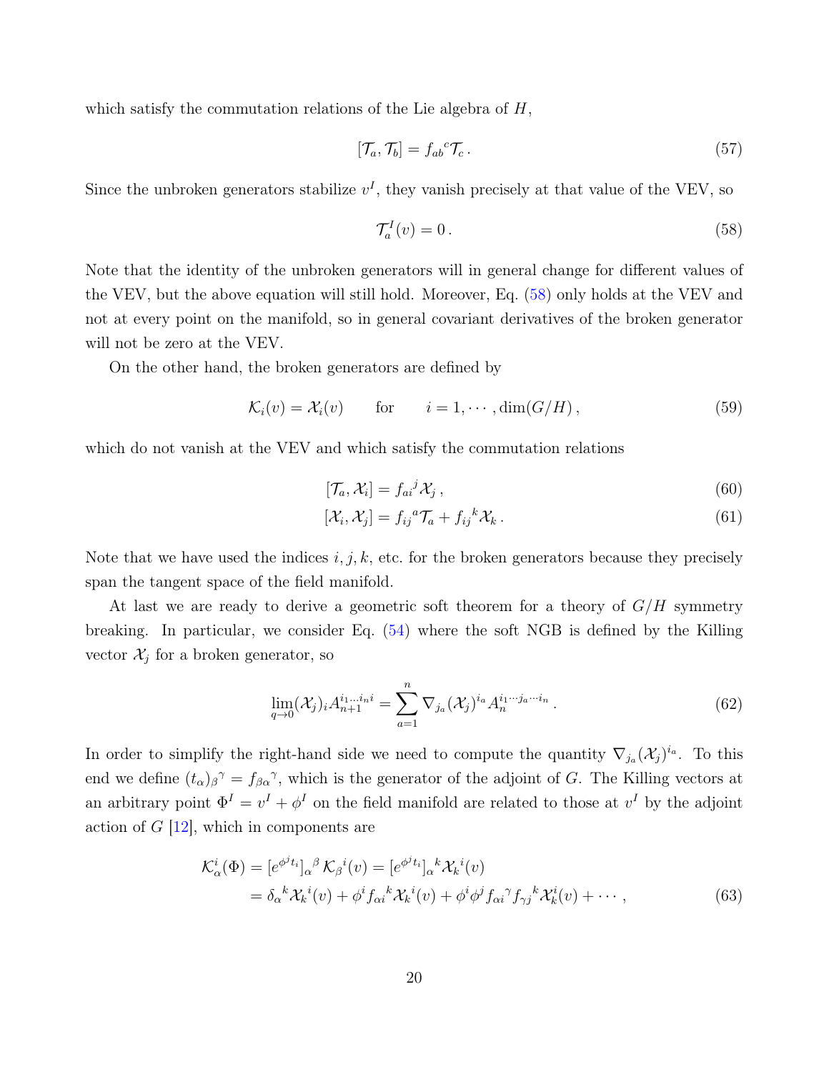which satisfy the commutation relations of the Lie algebra of $H$,

$$[\mathcal{T}_a, \mathcal{T}_b] = f_{ab}{}^c \mathcal{T}_c \,. \tag{57}$$

Since the unbroken generators stabilize $v^I$, they vanish precisely at that value of the VEV, so

$$\mathcal{T}_a^I(v) = 0 \,. \tag{58}$$

Note that the identity of the unbroken generators will in general change for different values of the VEV, but the above equation will still hold. Moreover, Eq. (58) only holds at the VEV and not at every point on the manifold, so in general covariant derivatives of the broken generator will not be zero at the VEV.

On the other hand, the broken generators are defined by

$$\mathcal{K}_i(v) = \mathcal{X}_i(v) \qquad \text{for} \qquad i = 1, \cdots, \dim(G/H) \,, \tag{59}$$

which do not vanish at the VEV and which satisfy the commutation relations

$$[\mathcal{T}_a, \mathcal{X}_i] = f_{ai}{}^j \mathcal{X}_j \,, \tag{60}$$

$$[\mathcal{X}_i, \mathcal{X}_j] = f_{ij}{}^a \mathcal{T}_a + f_{ij}{}^k \mathcal{X}_k \,. \tag{61}$$

Note that we have used the indices $i, j, k$, etc. for the broken generators because they precisely span the tangent space of the field manifold.

At last we are ready to derive a geometric soft theorem for a theory of $G/H$ symmetry breaking. In particular, we consider Eq. (54) where the soft NGB is defined by the Killing vector $\mathcal{X}_j$ for a broken generator, so

$$\lim_{q\to 0} (\mathcal{X}_j)_i A_{n+1}^{i_1 \dots i_n i} = \sum_{a=1}^{n} \nabla_{j_a} (\mathcal{X}_j)^{i_a} A_n^{i_1 \cdots j_a \cdots i_n} \,. \tag{62}$$

In order to simplify the right-hand side we need to compute the quantity $\nabla_{j_a} (\mathcal{X}_j)^{i_a}$. To this end we define $(t_\alpha)_\beta{}^\gamma = f_{\beta\alpha}{}^\gamma$, which is the generator of the adjoint of $G$. The Killing vectors at an arbitrary point $\Phi^I = v^I + \phi^I$ on the field manifold are related to those at $v^I$ by the adjoint action of $G$ [12], which in components are

$$\begin{aligned}
\mathcal{K}_\alpha^i(\Phi) &= [e^{\phi^j t_j}]_\alpha{}^\beta \, \mathcal{K}_\beta{}^i(v) = [e^{\phi^j t_j}]_\alpha{}^k \mathcal{X}_k{}^i(v) \\
&= \delta_\alpha{}^k \mathcal{X}_k{}^i(v) + \phi^i f_{\alpha i}{}^k \mathcal{X}_k{}^i(v) + \phi^i \phi^j f_{\alpha i}{}^\gamma f_{\gamma j}{}^k \mathcal{X}_k^i(v) + \cdots \,,
\end{aligned} \tag{63}$$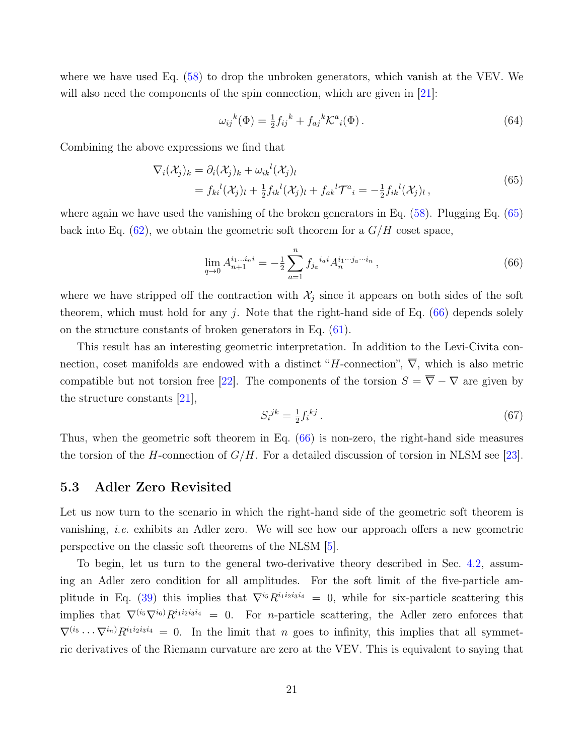where we have used Eq. (58) to drop the unbroken generators, which vanish at the VEV. We will also need the components of the spin connection, which are given in [21]:

$$\omega_{ij}{}^{k}(\Phi) = \tfrac{1}{2} f_{ij}{}^{k} + f_{aj}{}^{k} \mathcal{K}^{a}{}_{i}(\Phi)\,. \tag{64}$$

Combining the above expressions we find that

$$\begin{aligned}
\nabla_i (\mathcal{X}_j)_k &= \partial_i (\mathcal{X}_j)_k + \omega_{ik}{}^{l} (\mathcal{X}_j)_l \\
&= f_{ki}{}^{l} (\mathcal{X}_j)_l + \tfrac{1}{2} f_{ik}{}^{l} (\mathcal{X}_j)_l + f_{ak}{}^{l} \mathcal{T}^{a}{}_{i} = -\tfrac{1}{2} f_{ik}{}^{l} (\mathcal{X}_j)_l\,,
\end{aligned} \tag{65}$$

where again we have used the vanishing of the broken generators in Eq. (58). Plugging Eq. (65) back into Eq. (62), we obtain the geometric soft theorem for a $G/H$ coset space,

$$\lim_{q\to 0} A_{n+1}^{i_1 \ldots i_n i} = -\tfrac{1}{2} \sum_{a=1}^{n} f_{j_a}{}^{i_a i} A_n^{i_1 \cdots j_a \cdots i_n}\,, \tag{66}$$

where we have stripped off the contraction with $\mathcal{X}_j$ since it appears on both sides of the soft theorem, which must hold for any $j$. Note that the right-hand side of Eq. (66) depends solely on the structure constants of broken generators in Eq. (61).

This result has an interesting geometric interpretation. In addition to the Levi-Civita connection, coset manifolds are endowed with a distinct "$H$-connection", $\overline{\nabla}$, which is also metric compatible but not torsion free [22]. The components of the torsion $S = \overline{\nabla} - \nabla$ are given by the structure constants [21],

$$S_i{}^{jk} = \tfrac{1}{2} f_i{}^{kj}\,. \tag{67}$$

Thus, when the geometric soft theorem in Eq. (66) is non-zero, the right-hand side measures the torsion of the $H$-connection of $G/H$. For a detailed discussion of torsion in NLSM see [23].

### 5.3 Adler Zero Revisited

Let us now turn to the scenario in which the right-hand side of the geometric soft theorem is vanishing, *i.e.* exhibits an Adler zero. We will see how our approach offers a new geometric perspective on the classic soft theorems of the NLSM [5].

To begin, let us turn to the general two-derivative theory described in Sec. 4.2, assuming an Adler zero condition for all amplitudes. For the soft limit of the five-particle amplitude in Eq. (39) this implies that $\nabla^{i_5} R^{i_1 i_2 i_3 i_4} = 0$, while for six-particle scattering this implies that $\nabla^{(i_5} \nabla^{i_6)} R^{i_1 i_2 i_3 i_4} = 0$. For $n$-particle scattering, the Adler zero enforces that $\nabla^{(i_5} \cdots \nabla^{i_n)} R^{i_1 i_2 i_3 i_4} = 0$. In the limit that $n$ goes to infinity, this implies that all symmetric derivatives of the Riemann curvature are zero at the VEV. This is equivalent to saying that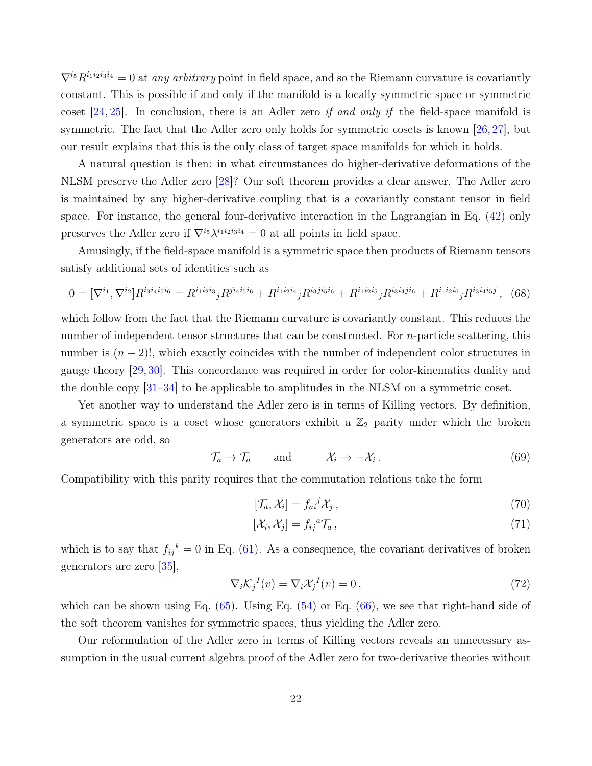$\nabla^{i_5} R^{i_1 i_2 i_3 i_4} = 0$ at *any arbitrary* point in field space, and so the Riemann curvature is covariantly constant. This is possible if and only if the manifold is a locally symmetric space or symmetric coset [24, 25]. In conclusion, there is an Adler zero *if and only if* the field-space manifold is symmetric. The fact that the Adler zero only holds for symmetric cosets is known [26, 27], but our result explains that this is the only class of target space manifolds for which it holds.

A natural question is then: in what circumstances do higher-derivative deformations of the NLSM preserve the Adler zero [28]? Our soft theorem provides a clear answer. The Adler zero is maintained by any higher-derivative coupling that is a covariantly constant tensor in field space. For instance, the general four-derivative interaction in the Lagrangian in Eq. (42) only preserves the Adler zero if $\nabla^{i_5} \lambda^{i_1 i_2 i_3 i_4} = 0$ at all points in field space.

Amusingly, if the field-space manifold is a symmetric space then products of Riemann tensors satisfy additional sets of identities such as

$$0 = [\nabla^{i_1}, \nabla^{i_2}] R^{i_3 i_4 i_5 i_6} = R^{i_1 i_2 i_3}{}_j R^{j i_4 i_5 i_6} + R^{i_1 i_2 i_4}{}_j R^{i_3 j i_5 i_6} + R^{i_1 i_2 i_5}{}_j R^{i_3 i_4 j i_6} + R^{i_1 i_2 i_6}{}_j R^{i_3 i_4 i_5 j}, \quad (68)$$

which follow from the fact that the Riemann curvature is covariantly constant. This reduces the number of independent tensor structures that can be constructed. For $n$-particle scattering, this number is $(n-2)!$, which exactly coincides with the number of independent color structures in gauge theory [29, 30]. This concordance was required in order for color-kinematics duality and the double copy [31–34] to be applicable to amplitudes in the NLSM on a symmetric coset.

Yet another way to understand the Adler zero is in terms of Killing vectors. By definition, a symmetric space is a coset whose generators exhibit a $\mathbb{Z}_2$ parity under which the broken generators are odd, so

$$\mathcal{T}_a \to \mathcal{T}_a \qquad \text{and} \qquad \mathcal{X}_i \to -\mathcal{X}_i \,. \quad (69)$$

Compatibility with this parity requires that the commutation relations take the form

$$[\mathcal{T}_a, \mathcal{X}_i] = f_{ai}{}^j \mathcal{X}_j \,, \quad (70)$$

$$[\mathcal{X}_i, \mathcal{X}_j] = f_{ij}{}^a \mathcal{T}_a \,, \quad (71)$$

which is to say that $f_{ij}{}^k = 0$ in Eq. (61). As a consequence, the covariant derivatives of broken generators are zero [35],

$$\nabla_i \mathcal{K}_j{}^I(v) = \nabla_i \mathcal{X}_j{}^I(v) = 0 \,, \quad (72)$$

which can be shown using Eq. (65). Using Eq. (54) or Eq. (66), we see that right-hand side of the soft theorem vanishes for symmetric spaces, thus yielding the Adler zero.

Our reformulation of the Adler zero in terms of Killing vectors reveals an unnecessary assumption in the usual current algebra proof of the Adler zero for two-derivative theories without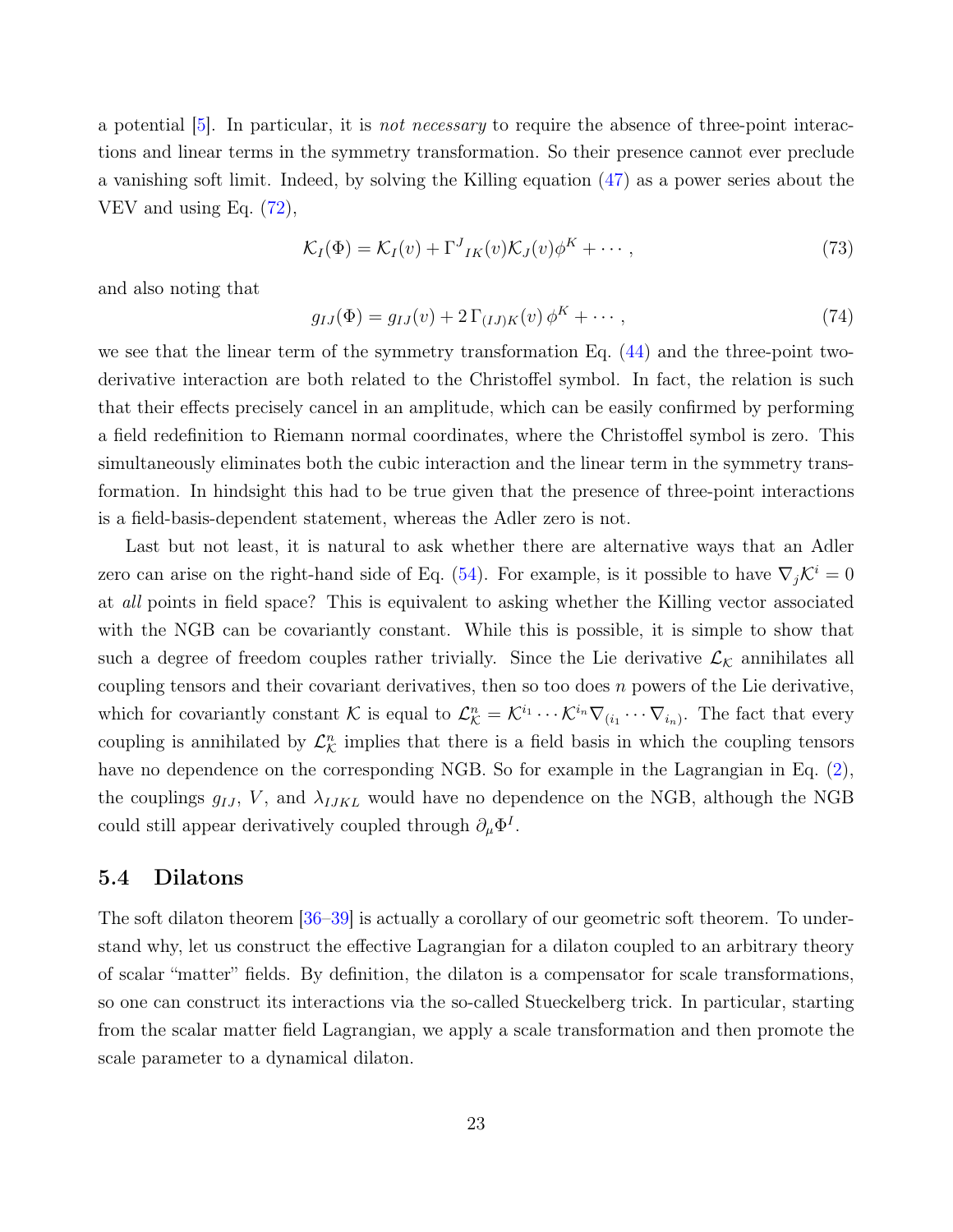a potential [5]. In particular, it is *not necessary* to require the absence of three-point interactions and linear terms in the symmetry transformation. So their presence cannot ever preclude a vanishing soft limit. Indeed, by solving the Killing equation (47) as a power series about the VEV and using Eq. (72),

$$\mathcal{K}_I(\Phi) = \mathcal{K}_I(v) + \Gamma^J{}_{IK}(v)\mathcal{K}_J(v)\phi^K + \cdots , \tag{73}$$

and also noting that

$$g_{IJ}(\Phi) = g_{IJ}(v) + 2\,\Gamma_{(IJ)K}(v)\,\phi^K + \cdots , \tag{74}$$

we see that the linear term of the symmetry transformation Eq. (44) and the three-point two-derivative interaction are both related to the Christoffel symbol. In fact, the relation is such that their effects precisely cancel in an amplitude, which can be easily confirmed by performing a field redefinition to Riemann normal coordinates, where the Christoffel symbol is zero. This simultaneously eliminates both the cubic interaction and the linear term in the symmetry transformation. In hindsight this had to be true given that the presence of three-point interactions is a field-basis-dependent statement, whereas the Adler zero is not.

Last but not least, it is natural to ask whether there are alternative ways that an Adler zero can arise on the right-hand side of Eq. (54). For example, is it possible to have $\nabla_j \mathcal{K}^i = 0$ at *all* points in field space? This is equivalent to asking whether the Killing vector associated with the NGB can be covariantly constant. While this is possible, it is simple to show that such a degree of freedom couples rather trivially. Since the Lie derivative $\mathcal{L}_\mathcal{K}$ annihilates all coupling tensors and their covariant derivatives, then so too does $n$ powers of the Lie derivative, which for covariantly constant $\mathcal{K}$ is equal to $\mathcal{L}^n_\mathcal{K} = \mathcal{K}^{i_1}\cdots\mathcal{K}^{i_n}\nabla_{(i_1}\cdots\nabla_{i_n)}$. The fact that every coupling is annihilated by $\mathcal{L}^n_\mathcal{K}$ implies that there is a field basis in which the coupling tensors have no dependence on the corresponding NGB. So for example in the Lagrangian in Eq. (2), the couplings $g_{IJ}$, $V$, and $\lambda_{IJKL}$ would have no dependence on the NGB, although the NGB could still appear derivatively coupled through $\partial_\mu \Phi^I$.

### 5.4 Dilatons

The soft dilaton theorem [36–39] is actually a corollary of our geometric soft theorem. To understand why, let us construct the effective Lagrangian for a dilaton coupled to an arbitrary theory of scalar "matter" fields. By definition, the dilaton is a compensator for scale transformations, so one can construct its interactions via the so-called Stueckelberg trick. In particular, starting from the scalar matter field Lagrangian, we apply a scale transformation and then promote the scale parameter to a dynamical dilaton.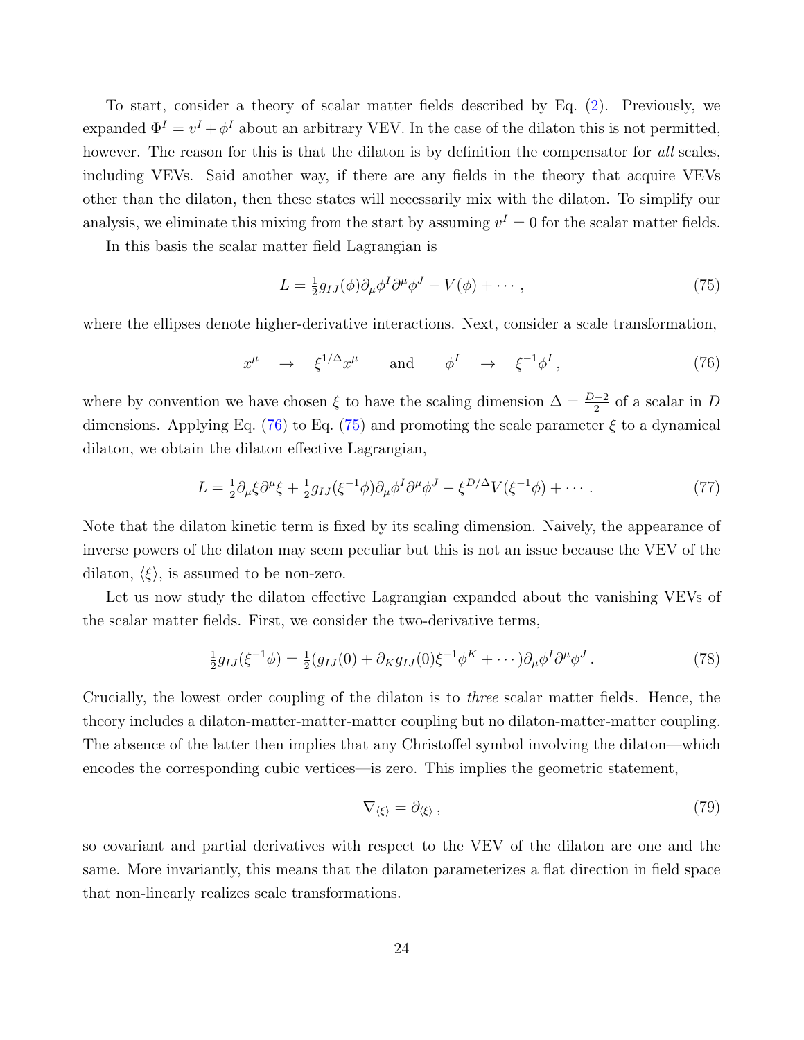To start, consider a theory of scalar matter fields described by Eq. (2). Previously, we expanded $\Phi^I = v^I + \phi^I$ about an arbitrary VEV. In the case of the dilaton this is not permitted, however. The reason for this is that the dilaton is by definition the compensator for *all* scales, including VEVs. Said another way, if there are any fields in the theory that acquire VEVs other than the dilaton, then these states will necessarily mix with the dilaton. To simplify our analysis, we eliminate this mixing from the start by assuming $v^I = 0$ for the scalar matter fields.

In this basis the scalar matter field Lagrangian is

$$L = \tfrac{1}{2} g_{IJ}(\phi) \partial_\mu \phi^I \partial^\mu \phi^J - V(\phi) + \cdots , \tag{75}$$

where the ellipses denote higher-derivative interactions. Next, consider a scale transformation,

$$x^\mu \quad \to \quad \xi^{1/\Delta} x^\mu \qquad \text{and} \qquad \phi^I \quad \to \quad \xi^{-1} \phi^I , \tag{76}$$

where by convention we have chosen $\xi$ to have the scaling dimension $\Delta = \frac{D-2}{2}$ of a scalar in $D$ dimensions. Applying Eq. (76) to Eq. (75) and promoting the scale parameter $\xi$ to a dynamical dilaton, we obtain the dilaton effective Lagrangian,

$$L = \tfrac{1}{2} \partial_\mu \xi \partial^\mu \xi + \tfrac{1}{2} g_{IJ}(\xi^{-1}\phi) \partial_\mu \phi^I \partial^\mu \phi^J - \xi^{D/\Delta} V(\xi^{-1}\phi) + \cdots . \tag{77}$$

Note that the dilaton kinetic term is fixed by its scaling dimension. Naively, the appearance of inverse powers of the dilaton may seem peculiar but this is not an issue because the VEV of the dilaton, $\langle \xi \rangle$, is assumed to be non-zero.

Let us now study the dilaton effective Lagrangian expanded about the vanishing VEVs of the scalar matter fields. First, we consider the two-derivative terms,

$$\tfrac{1}{2} g_{IJ}(\xi^{-1}\phi) = \tfrac{1}{2} (g_{IJ}(0) + \partial_K g_{IJ}(0) \xi^{-1} \phi^K + \cdots) \partial_\mu \phi^I \partial^\mu \phi^J . \tag{78}$$

Crucially, the lowest order coupling of the dilaton is to *three* scalar matter fields. Hence, the theory includes a dilaton-matter-matter-matter coupling but no dilaton-matter-matter coupling. The absence of the latter then implies that any Christoffel symbol involving the dilaton—which encodes the corresponding cubic vertices—is zero. This implies the geometric statement,

$$\nabla_{\langle \xi \rangle} = \partial_{\langle \xi \rangle} , \tag{79}$$

so covariant and partial derivatives with respect to the VEV of the dilaton are one and the same. More invariantly, this means that the dilaton parameterizes a flat direction in field space that non-linearly realizes scale transformations.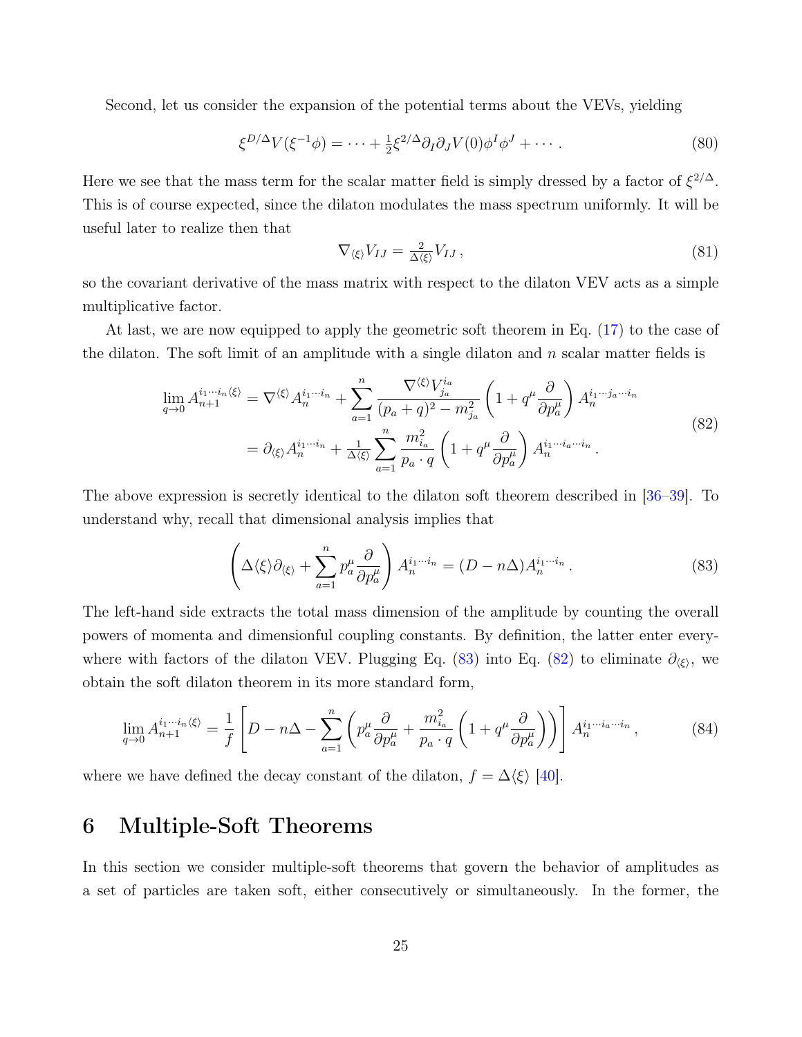Second, let us consider the expansion of the potential terms about the VEVs, yielding

$$\xi^{D/\Delta} V(\xi^{-1}\phi) = \cdots + \tfrac{1}{2}\xi^{2/\Delta}\partial_I \partial_J V(0)\phi^I \phi^J + \cdots \,. \tag{80}$$

Here we see that the mass term for the scalar matter field is simply dressed by a factor of $\xi^{2/\Delta}$. This is of course expected, since the dilaton modulates the mass spectrum uniformly. It will be useful later to realize then that

$$\nabla_{\langle\xi\rangle} V_{IJ} = \tfrac{2}{\Delta\langle\xi\rangle} V_{IJ} \,, \tag{81}$$

so the covariant derivative of the mass matrix with respect to the dilaton VEV acts as a simple multiplicative factor.

At last, we are now equipped to apply the geometric soft theorem in Eq. (17) to the case of the dilaton. The soft limit of an amplitude with a single dilaton and $n$ scalar matter fields is

$$\begin{aligned}
\lim_{q\to 0} A_{n+1}^{i_1\cdots i_n\langle\xi\rangle} &= \nabla^{\langle\xi\rangle} A_n^{i_1\cdots i_n} + \sum_{a=1}^{n} \frac{\nabla^{\langle\xi\rangle} V^{i_a}_{j_a}}{(p_a+q)^2 - m_{j_a}^2}\left(1 + q^\mu \frac{\partial}{\partial p_a^\mu}\right) A_n^{i_1\cdots j_a\cdots i_n} \\
&= \partial_{\langle\xi\rangle} A_n^{i_1\cdots i_n} + \tfrac{1}{\Delta\langle\xi\rangle}\sum_{a=1}^{n} \frac{m_{i_a}^2}{p_a\cdot q}\left(1 + q^\mu \frac{\partial}{\partial p_a^\mu}\right) A_n^{i_1\cdots i_a\cdots i_n} \,.
\end{aligned} \tag{82}$$

The above expression is secretly identical to the dilaton soft theorem described in [36–39]. To understand why, recall that dimensional analysis implies that

$$\left(\Delta\langle\xi\rangle\partial_{\langle\xi\rangle} + \sum_{a=1}^{n} p_a^\mu \frac{\partial}{\partial p_a^\mu}\right) A_n^{i_1\cdots i_n} = (D - n\Delta) A_n^{i_1\cdots i_n} \,. \tag{83}$$

The left-hand side extracts the total mass dimension of the amplitude by counting the overall powers of momenta and dimensionful coupling constants. By definition, the latter enter everywhere with factors of the dilaton VEV. Plugging Eq. (83) into Eq. (82) to eliminate $\partial_{\langle\xi\rangle}$, we obtain the soft dilaton theorem in its more standard form,

$$\lim_{q\to 0} A_{n+1}^{i_1\cdots i_n\langle\xi\rangle} = \frac{1}{f}\left[D - n\Delta - \sum_{a=1}^{n}\left(p_a^\mu \frac{\partial}{\partial p_a^\mu} + \frac{m_{i_a}^2}{p_a\cdot q}\left(1 + q^\mu\frac{\partial}{\partial p_a^\mu}\right)\right)\right] A_n^{i_1\cdots i_a\cdots i_n} \,, \tag{84}$$

where we have defined the decay constant of the dilaton, $f = \Delta\langle\xi\rangle$ [40].

# 6 Multiple-Soft Theorems

In this section we consider multiple-soft theorems that govern the behavior of amplitudes as a set of particles are taken soft, either consecutively or simultaneously. In the former, the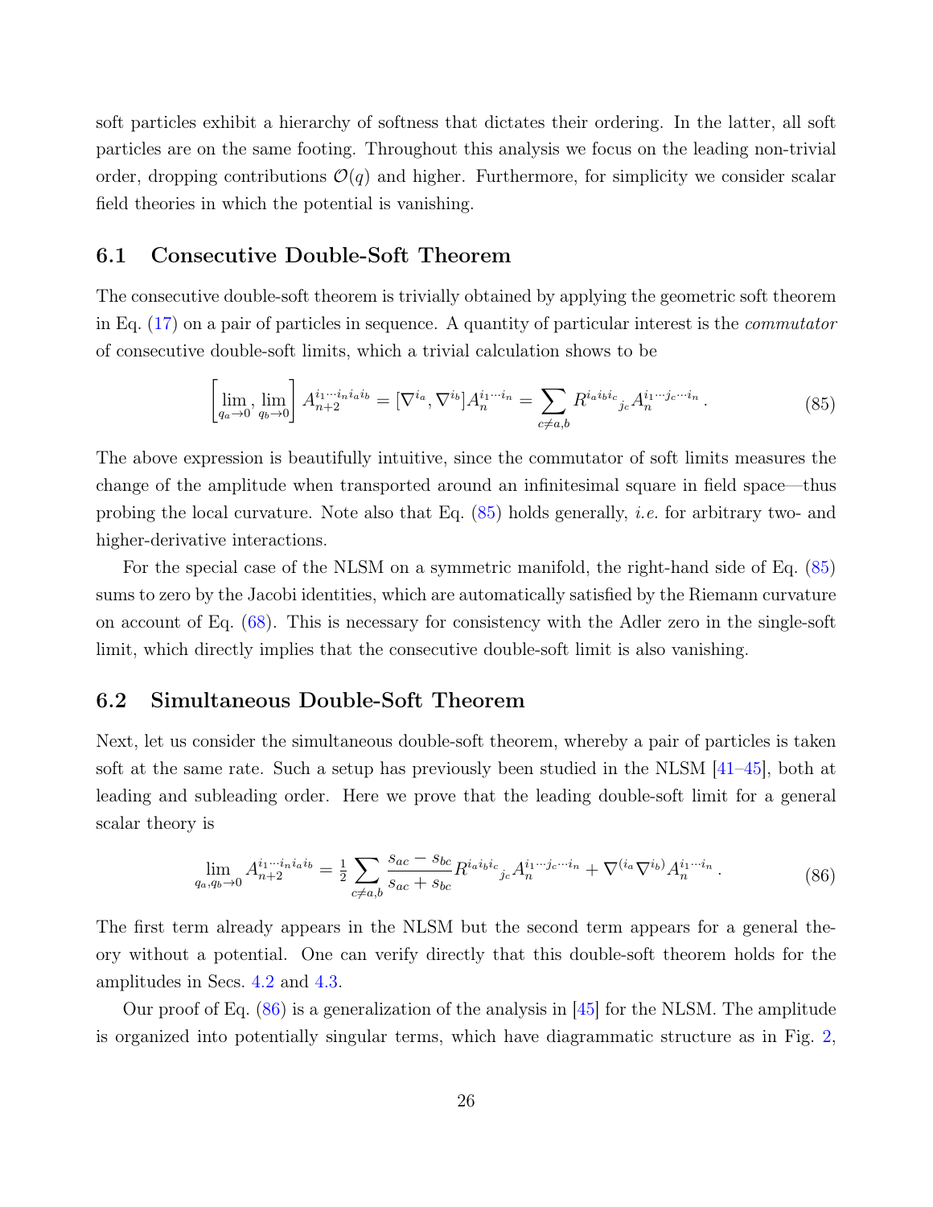soft particles exhibit a hierarchy of softness that dictates their ordering. In the latter, all soft particles are on the same footing. Throughout this analysis we focus on the leading non-trivial order, dropping contributions $\mathcal{O}(q)$ and higher. Furthermore, for simplicity we consider scalar field theories in which the potential is vanishing.

## 6.1 Consecutive Double-Soft Theorem

The consecutive double-soft theorem is trivially obtained by applying the geometric soft theorem in Eq. (17) on a pair of particles in sequence. A quantity of particular interest is the *commutator* of consecutive double-soft limits, which a trivial calculation shows to be

$$\left[\lim_{q_a\to 0},\lim_{q_b\to 0}\right] A_{n+2}^{i_1\cdots i_n i_a i_b} = [\nabla^{i_a},\nabla^{i_b}]A_n^{i_1\cdots i_n} = \sum_{c\neq a,b} R^{i_a i_b i_c}{}_{j_c} A_n^{i_1\cdots j_c\cdots i_n}\,. \tag{85}$$

The above expression is beautifully intuitive, since the commutator of soft limits measures the change of the amplitude when transported around an infinitesimal square in field space—thus probing the local curvature. Note also that Eq. (85) holds generally, *i.e.* for arbitrary two- and higher-derivative interactions.

For the special case of the NLSM on a symmetric manifold, the right-hand side of Eq. (85) sums to zero by the Jacobi identities, which are automatically satisfied by the Riemann curvature on account of Eq. (68). This is necessary for consistency with the Adler zero in the single-soft limit, which directly implies that the consecutive double-soft limit is also vanishing.

## 6.2 Simultaneous Double-Soft Theorem

Next, let us consider the simultaneous double-soft theorem, whereby a pair of particles is taken soft at the same rate. Such a setup has previously been studied in the NLSM [41–45], both at leading and subleading order. Here we prove that the leading double-soft limit for a general scalar theory is

$$\lim_{q_a,q_b\to 0} A_{n+2}^{i_1\cdots i_n i_a i_b} = \tfrac{1}{2}\sum_{c\neq a,b}\frac{s_{ac}-s_{bc}}{s_{ac}+s_{bc}} R^{i_a i_b i_c}{}_{j_c} A_n^{i_1\cdots j_c\cdots i_n} + \nabla^{(i_a}\nabla^{i_b)} A_n^{i_1\cdots i_n}\,. \tag{86}$$

The first term already appears in the NLSM but the second term appears for a general theory without a potential. One can verify directly that this double-soft theorem holds for the amplitudes in Secs. 4.2 and 4.3.

Our proof of Eq. (86) is a generalization of the analysis in [45] for the NLSM. The amplitude is organized into potentially singular terms, which have diagrammatic structure as in Fig. 2,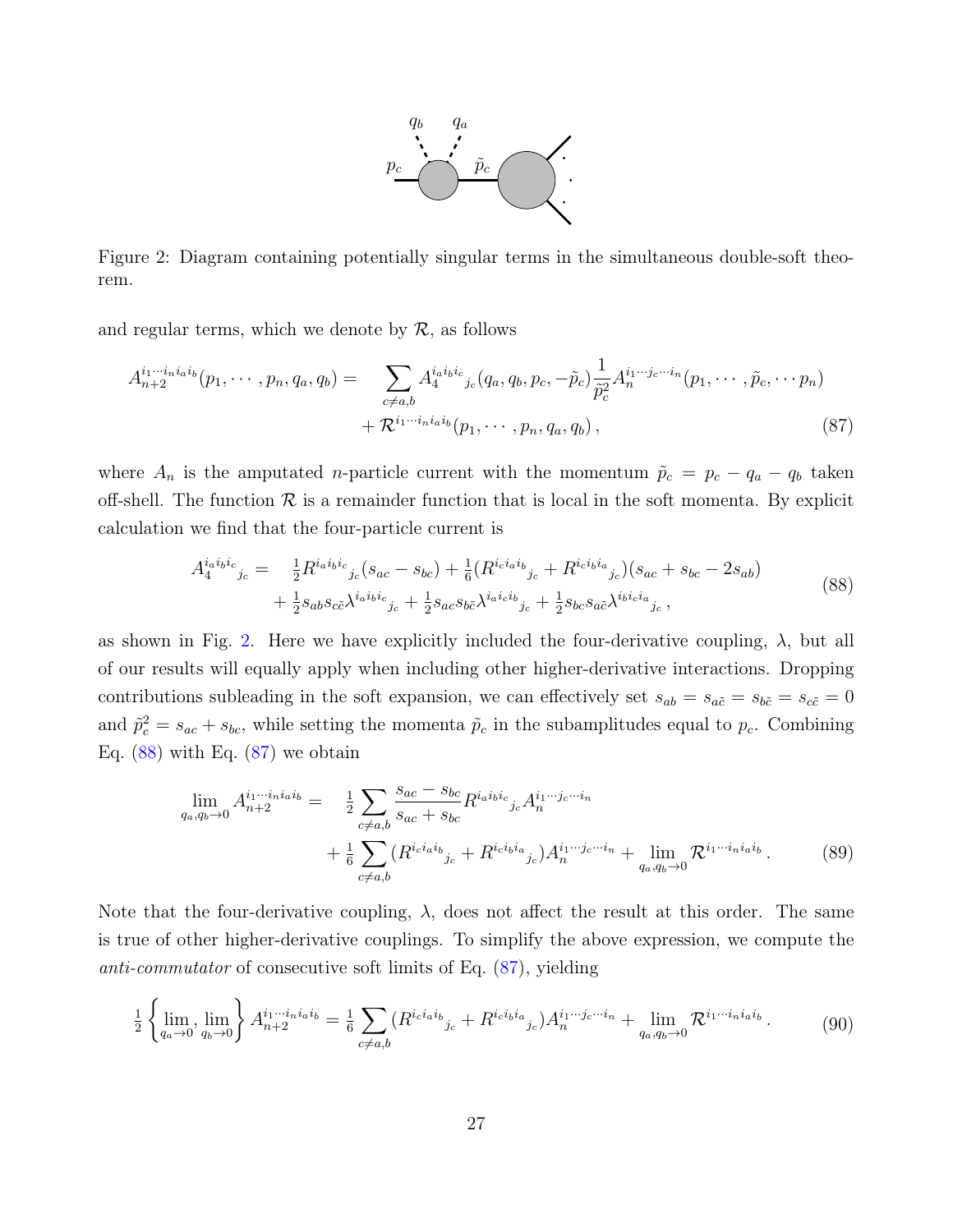Figure 2: Diagram containing potentially singular terms in the simultaneous double-soft theorem.

and regular terms, which we denote by $\mathcal{R}$, as follows

$$
\begin{aligned}
A_{n+2}^{i_1\cdots i_n i_a i_b}(p_1,\cdots,p_n,q_a,q_b) = \quad & \sum_{c\neq a,b} A_4^{i_a i_b i_c}{}_{j_c}(q_a,q_b,p_c,-\tilde{p}_c)\frac{1}{\tilde{p}_c^2} A_n^{i_1\cdots j_c\cdots i_n}(p_1,\cdots,\tilde{p}_c,\cdots p_n) \\
& + \mathcal{R}^{i_1\cdots i_n i_a i_b}(p_1,\cdots,p_n,q_a,q_b)\,,
\end{aligned}
\tag{87}
$$

where $A_n$ is the amputated $n$-particle current with the momentum $\tilde{p}_c = p_c - q_a - q_b$ taken off-shell. The function $\mathcal{R}$ is a remainder function that is local in the soft momenta. By explicit calculation we find that the four-particle current is

$$
\begin{aligned}
A_4^{i_a i_b i_c}{}_{j_c} = \quad & \tfrac{1}{2} R^{i_a i_b i_c}{}_{j_c}(s_{ac}-s_{bc}) + \tfrac{1}{6}(R^{i_c i_a i_b}{}_{j_c} + R^{i_c i_b i_a}{}_{j_c})(s_{ac}+s_{bc}-2s_{ab}) \\
& + \tfrac{1}{2} s_{ab}s_{c\tilde{c}}\lambda^{i_a i_b i_c}{}_{j_c} + \tfrac{1}{2}s_{ac}s_{b\tilde{c}}\lambda^{i_a i_c i_b}{}_{j_c} + \tfrac{1}{2}s_{bc}s_{a\tilde{c}}\lambda^{i_b i_c i_a}{}_{j_c}\,,
\end{aligned}
\tag{88}
$$

as shown in Fig. 2. Here we have explicitly included the four-derivative coupling, $\lambda$, but all of our results will equally apply when including other higher-derivative interactions. Dropping contributions subleading in the soft expansion, we can effectively set $s_{ab} = s_{a\tilde{c}} = s_{b\tilde{c}} = s_{c\tilde{c}} = 0$ and $\tilde{p}_c^2 = s_{ac} + s_{bc}$, while setting the momenta $\tilde{p}_c$ in the subamplitudes equal to $p_c$. Combining Eq. (88) with Eq. (87) we obtain

$$
\begin{aligned}
\lim_{q_a,q_b\to 0} A_{n+2}^{i_1\cdots i_n i_a i_b} = \quad & \tfrac{1}{2}\sum_{c\neq a,b}\frac{s_{ac}-s_{bc}}{s_{ac}+s_{bc}} R^{i_a i_b i_c}{}_{j_c} A_n^{i_1\cdots j_c\cdots i_n} \\
& + \tfrac{1}{6}\sum_{c\neq a,b}(R^{i_c i_a i_b}{}_{j_c} + R^{i_c i_b i_a}{}_{j_c}) A_n^{i_1\cdots j_c\cdots i_n} + \lim_{q_a,q_b\to 0}\mathcal{R}^{i_1\cdots i_n i_a i_b}\,.
\end{aligned}
\tag{89}
$$

Note that the four-derivative coupling, $\lambda$, does not affect the result at this order. The same is true of other higher-derivative couplings. To simplify the above expression, we compute the *anti-commutator* of consecutive soft limits of Eq. (87), yielding

$$
\tfrac{1}{2}\left\{\lim_{q_a\to 0},\lim_{q_b\to 0}\right\} A_{n+2}^{i_1\cdots i_n i_a i_b} = \tfrac{1}{6}\sum_{c\neq a,b}(R^{i_c i_a i_b}{}_{j_c} + R^{i_c i_b i_a}{}_{j_c}) A_n^{i_1\cdots j_c\cdots i_n} + \lim_{q_a,q_b\to 0}\mathcal{R}^{i_1\cdots i_n i_a i_b}\,.
\tag{90}
$$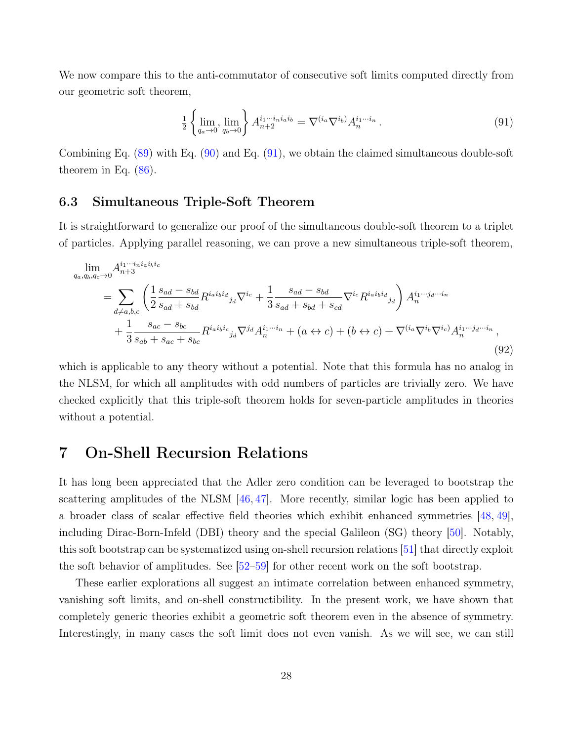We now compare this to the anti-commutator of consecutive soft limits computed directly from our geometric soft theorem,

$$
\tfrac{1}{2}\left\{\lim_{q_a\to 0},\lim_{q_b\to 0}\right\} A_{n+2}^{i_1\cdots i_n i_a i_b} = \nabla^{(i_a}\nabla^{i_b)} A_n^{i_1\cdots i_n}\,. \tag{91}
$$

Combining Eq. (89) with Eq. (90) and Eq. (91), we obtain the claimed simultaneous double-soft theorem in Eq. (86).

### 6.3 Simultaneous Triple-Soft Theorem

It is straightforward to generalize our proof of the simultaneous double-soft theorem to a triplet of particles. Applying parallel reasoning, we can prove a new simultaneous triple-soft theorem,

$$
\begin{aligned}
\lim_{q_a,q_b,q_c\to 0} & A_{n+3}^{i_1\cdots i_n i_a i_b i_c} \\
&= \sum_{d\neq a,b,c}\left(\frac{1}{2}\frac{s_{ad}-s_{bd}}{s_{ad}+s_{bd}} R^{i_a i_b i_d}{}_{j_d}\nabla^{i_c} + \frac{1}{3}\frac{s_{ad}-s_{bd}}{s_{ad}+s_{bd}+s_{cd}}\nabla^{i_c} R^{i_a i_b i_d}{}_{j_d}\right) A_n^{i_1\cdots j_d\cdots i_n} \\
&\quad + \frac{1}{3}\frac{s_{ac}-s_{bc}}{s_{ab}+s_{ac}+s_{bc}} R^{i_a i_b i_c}{}_{j_d}\nabla^{j_d} A_n^{i_1\cdots i_n} + (a\leftrightarrow c) + (b\leftrightarrow c) + \nabla^{(i_a}\nabla^{i_b}\nabla^{i_c)} A_n^{i_1\cdots j_d\cdots i_n}\,,
\end{aligned} \tag{92}
$$

which is applicable to any theory without a potential. Note that this formula has no analog in the NLSM, for which all amplitudes with odd numbers of particles are trivially zero. We have checked explicitly that this triple-soft theorem holds for seven-particle amplitudes in theories without a potential.

## 7 On-Shell Recursion Relations

It has long been appreciated that the Adler zero condition can be leveraged to bootstrap the scattering amplitudes of the NLSM [46, 47]. More recently, similar logic has been applied to a broader class of scalar effective field theories which exhibit enhanced symmetries [48, 49], including Dirac-Born-Infeld (DBI) theory and the special Galileon (SG) theory [50]. Notably, this soft bootstrap can be systematized using on-shell recursion relations [51] that directly exploit the soft behavior of amplitudes. See [52–59] for other recent work on the soft bootstrap.

These earlier explorations all suggest an intimate correlation between enhanced symmetry, vanishing soft limits, and on-shell constructibility. In the present work, we have shown that completely generic theories exhibit a geometric soft theorem even in the absence of symmetry. Interestingly, in many cases the soft limit does not even vanish. As we will see, we can still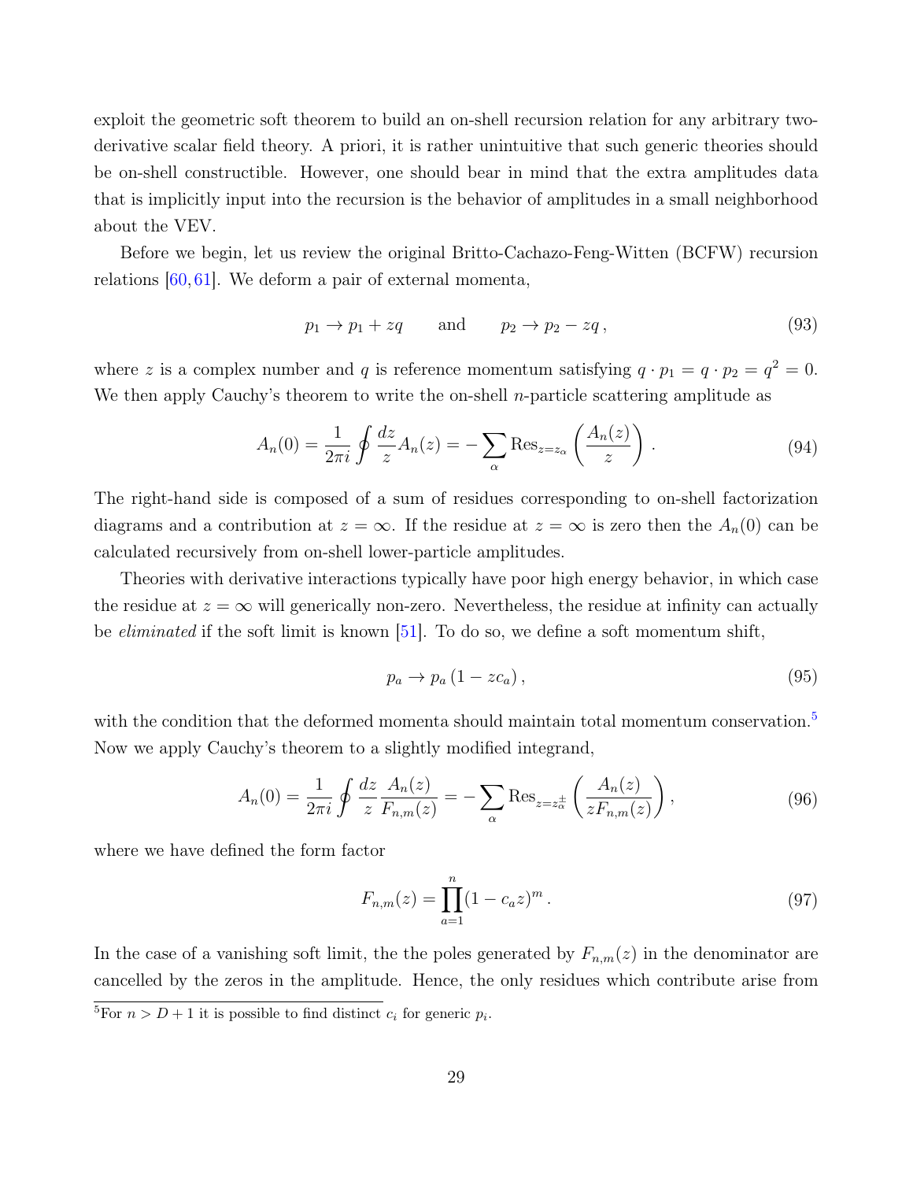exploit the geometric soft theorem to build an on-shell recursion relation for any arbitrary two-derivative scalar field theory. A priori, it is rather unintuitive that such generic theories should be on-shell constructible. However, one should bear in mind that the extra amplitudes data that is implicitly input into the recursion is the behavior of amplitudes in a small neighborhood about the VEV.

Before we begin, let us review the original Britto-Cachazo-Feng-Witten (BCFW) recursion relations [60, 61]. We deform a pair of external momenta,

$$p_1 \to p_1 + zq \qquad \text{and} \qquad p_2 \to p_2 - zq\,, \tag{93}$$

where $z$ is a complex number and $q$ is reference momentum satisfying $q \cdot p_1 = q \cdot p_2 = q^2 = 0$. We then apply Cauchy's theorem to write the on-shell $n$-particle scattering amplitude as

$$A_n(0) = \frac{1}{2\pi i}\oint \frac{dz}{z} A_n(z) = -\sum_\alpha \text{Res}_{z=z_\alpha}\left(\frac{A_n(z)}{z}\right)\,. \tag{94}$$

The right-hand side is composed of a sum of residues corresponding to on-shell factorization diagrams and a contribution at $z = \infty$. If the residue at $z = \infty$ is zero then the $A_n(0)$ can be calculated recursively from on-shell lower-particle amplitudes.

Theories with derivative interactions typically have poor high energy behavior, in which case the residue at $z = \infty$ will generically non-zero. Nevertheless, the residue at infinity can actually be *eliminated* if the soft limit is known [51]. To do so, we define a soft momentum shift,

$$p_a \to p_a\,(1 - zc_a)\,, \tag{95}$$

with the condition that the deformed momenta should maintain total momentum conservation.[5] Now we apply Cauchy's theorem to a slightly modified integrand,

$$A_n(0) = \frac{1}{2\pi i}\oint \frac{dz}{z}\frac{A_n(z)}{F_{n,m}(z)} = -\sum_\alpha \text{Res}_{z=z_\alpha^\pm}\left(\frac{A_n(z)}{zF_{n,m}(z)}\right)\,, \tag{96}$$

where we have defined the form factor

$$F_{n,m}(z) = \prod_{a=1}^{n}(1 - c_a z)^m\,. \tag{97}$$

In the case of a vanishing soft limit, the the poles generated by $F_{n,m}(z)$ in the denominator are cancelled by the zeros in the amplitude. Hence, the only residues which contribute arise from

[5] For $n > D + 1$ it is possible to find distinct $c_i$ for generic $p_i$.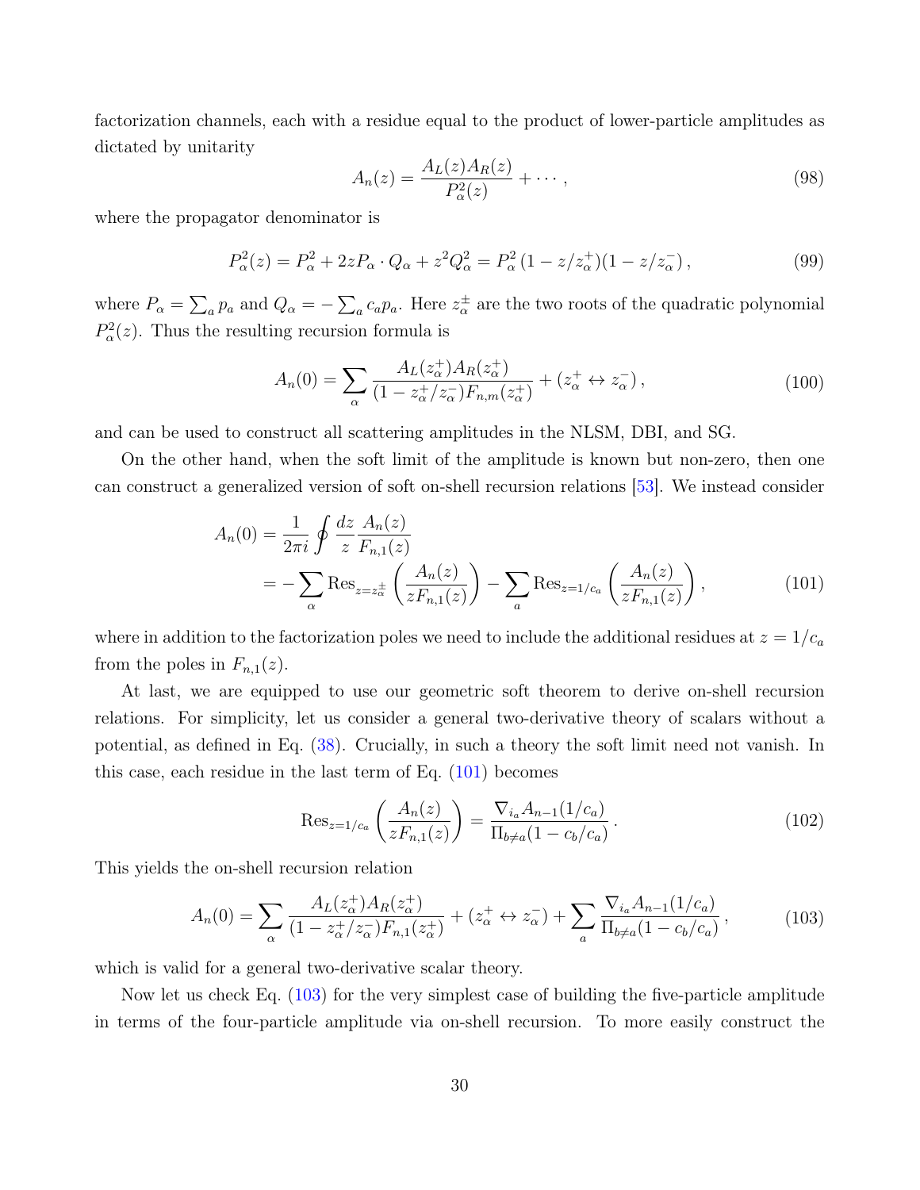factorization channels, each with a residue equal to the product of lower-particle amplitudes as dictated by unitarity

$$A_n(z) = \frac{A_L(z)A_R(z)}{P_\alpha^2(z)} + \cdots , \tag{98}$$

where the propagator denominator is

$$P_\alpha^2(z) = P_\alpha^2 + 2zP_\alpha \cdot Q_\alpha + z^2 Q_\alpha^2 = P_\alpha^2 \,(1 - z/z_\alpha^+)(1 - z/z_\alpha^-)\,, \tag{99}$$

where $P_\alpha = \sum_a p_a$ and $Q_\alpha = -\sum_a c_a p_a$. Here $z_\alpha^\pm$ are the two roots of the quadratic polynomial $P_\alpha^2(z)$. Thus the resulting recursion formula is

$$A_n(0) = \sum_\alpha \frac{A_L(z_\alpha^+)A_R(z_\alpha^+)}{(1 - z_\alpha^+/z_\alpha^-)F_{n,m}(z_\alpha^+)} + (z_\alpha^+ \leftrightarrow z_\alpha^-)\,, \tag{100}$$

and can be used to construct all scattering amplitudes in the NLSM, DBI, and SG.

On the other hand, when the soft limit of the amplitude is known but non-zero, then one can construct a generalized version of soft on-shell recursion relations [53]. We instead consider

$$\begin{aligned} A_n(0) &= \frac{1}{2\pi i}\oint \frac{dz}{z}\frac{A_n(z)}{F_{n,1}(z)} \\ &= -\sum_\alpha \mathrm{Res}_{z=z_\alpha^\pm}\left(\frac{A_n(z)}{zF_{n,1}(z)}\right) - \sum_a \mathrm{Res}_{z=1/c_a}\left(\frac{A_n(z)}{zF_{n,1}(z)}\right), \end{aligned} \tag{101}$$

where in addition to the factorization poles we need to include the additional residues at $z = 1/c_a$ from the poles in $F_{n,1}(z)$.

At last, we are equipped to use our geometric soft theorem to derive on-shell recursion relations. For simplicity, let us consider a general two-derivative theory of scalars without a potential, as defined in Eq. (38). Crucially, in such a theory the soft limit need not vanish. In this case, each residue in the last term of Eq. (101) becomes

$$\mathrm{Res}_{z=1/c_a}\left(\frac{A_n(z)}{zF_{n,1}(z)}\right) = \frac{\nabla_{i_a}A_{n-1}(1/c_a)}{\Pi_{b\neq a}(1 - c_b/c_a)}\,. \tag{102}$$

This yields the on-shell recursion relation

$$A_n(0) = \sum_\alpha \frac{A_L(z_\alpha^+)A_R(z_\alpha^+)}{(1 - z_\alpha^+/z_\alpha^-)F_{n,1}(z_\alpha^+)} + (z_\alpha^+ \leftrightarrow z_\alpha^-) + \sum_a \frac{\nabla_{i_a}A_{n-1}(1/c_a)}{\Pi_{b\neq a}(1 - c_b/c_a)}\,, \tag{103}$$

which is valid for a general two-derivative scalar theory.

Now let us check Eq. (103) for the very simplest case of building the five-particle amplitude in terms of the four-particle amplitude via on-shell recursion. To more easily construct the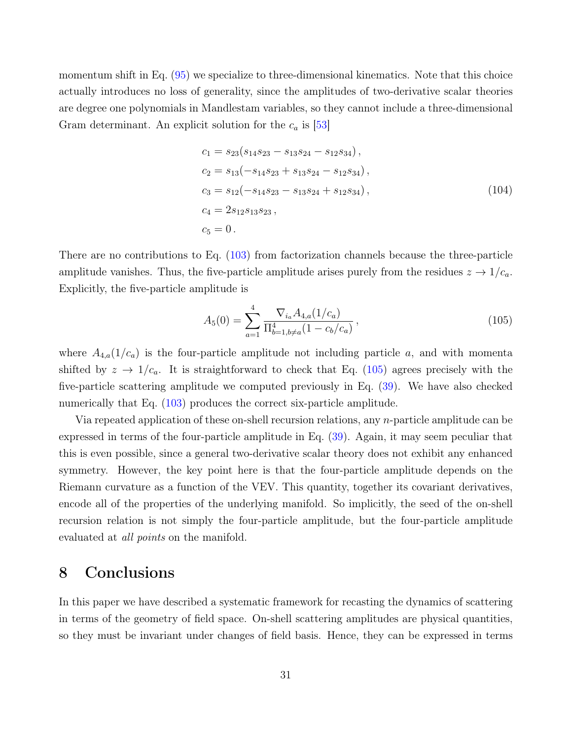momentum shift in Eq. (95) we specialize to three-dimensional kinematics. Note that this choice actually introduces no loss of generality, since the amplitudes of two-derivative scalar theories are degree one polynomials in Mandlestam variables, so they cannot include a three-dimensional Gram determinant. An explicit solution for the $c_a$ is [53]

$$
\begin{aligned}
c_1 &= s_{23}(s_{14}s_{23} - s_{13}s_{24} - s_{12}s_{34})\,, \\
c_2 &= s_{13}(-s_{14}s_{23} + s_{13}s_{24} - s_{12}s_{34})\,, \\
c_3 &= s_{12}(-s_{14}s_{23} - s_{13}s_{24} + s_{12}s_{34})\,, \\
c_4 &= 2s_{12}s_{13}s_{23}\,, \\
c_5 &= 0\,.
\end{aligned}
\tag{104}
$$

There are no contributions to Eq. (103) from factorization channels because the three-particle amplitude vanishes. Thus, the five-particle amplitude arises purely from the residues $z \to 1/c_a$. Explicitly, the five-particle amplitude is

$$
A_5(0) = \sum_{a=1}^{4} \frac{\nabla_{i_a} A_{4,a}(1/c_a)}{\Pi_{b=1,b\neq a}^{4}(1 - c_b/c_a)}\,,
\tag{105}
$$

where $A_{4,a}(1/c_a)$ is the four-particle amplitude not including particle $a$, and with momenta shifted by $z \to 1/c_a$. It is straightforward to check that Eq. (105) agrees precisely with the five-particle scattering amplitude we computed previously in Eq. (39). We have also checked numerically that Eq. (103) produces the correct six-particle amplitude.

Via repeated application of these on-shell recursion relations, any $n$-particle amplitude can be expressed in terms of the four-particle amplitude in Eq. (39). Again, it may seem peculiar that this is even possible, since a general two-derivative scalar theory does not exhibit any enhanced symmetry. However, the key point here is that the four-particle amplitude depends on the Riemann curvature as a function of the VEV. This quantity, together its covariant derivatives, encode all of the properties of the underlying manifold. So implicitly, the seed of the on-shell recursion relation is not simply the four-particle amplitude, but the four-particle amplitude evaluated at *all points* on the manifold.

# 8 Conclusions

In this paper we have described a systematic framework for recasting the dynamics of scattering in terms of the geometry of field space. On-shell scattering amplitudes are physical quantities, so they must be invariant under changes of field basis. Hence, they can be expressed in terms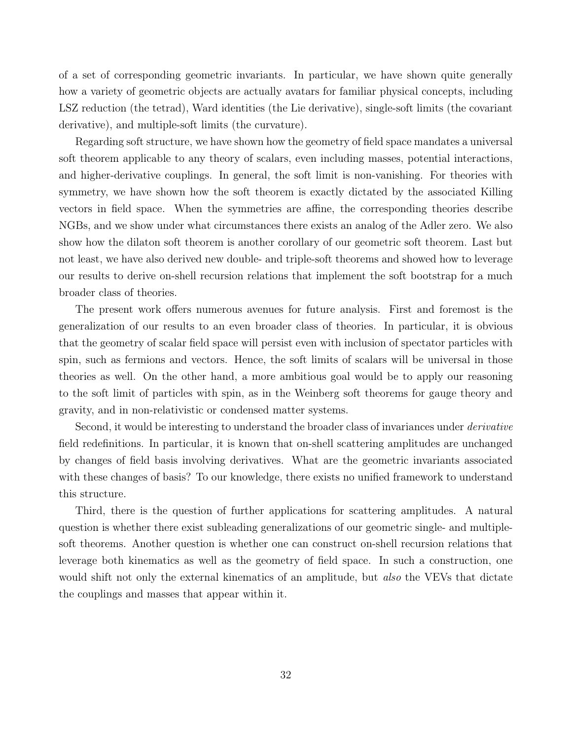of a set of corresponding geometric invariants. In particular, we have shown quite generally how a variety of geometric objects are actually avatars for familiar physical concepts, including LSZ reduction (the tetrad), Ward identities (the Lie derivative), single-soft limits (the covariant derivative), and multiple-soft limits (the curvature).

Regarding soft structure, we have shown how the geometry of field space mandates a universal soft theorem applicable to any theory of scalars, even including masses, potential interactions, and higher-derivative couplings. In general, the soft limit is non-vanishing. For theories with symmetry, we have shown how the soft theorem is exactly dictated by the associated Killing vectors in field space. When the symmetries are affine, the corresponding theories describe NGBs, and we show under what circumstances there exists an analog of the Adler zero. We also show how the dilaton soft theorem is another corollary of our geometric soft theorem. Last but not least, we have also derived new double- and triple-soft theorems and showed how to leverage our results to derive on-shell recursion relations that implement the soft bootstrap for a much broader class of theories.

The present work offers numerous avenues for future analysis. First and foremost is the generalization of our results to an even broader class of theories. In particular, it is obvious that the geometry of scalar field space will persist even with inclusion of spectator particles with spin, such as fermions and vectors. Hence, the soft limits of scalars will be universal in those theories as well. On the other hand, a more ambitious goal would be to apply our reasoning to the soft limit of particles with spin, as in the Weinberg soft theorems for gauge theory and gravity, and in non-relativistic or condensed matter systems.

Second, it would be interesting to understand the broader class of invariances under *derivative* field redefinitions. In particular, it is known that on-shell scattering amplitudes are unchanged by changes of field basis involving derivatives. What are the geometric invariants associated with these changes of basis? To our knowledge, there exists no unified framework to understand this structure.

Third, there is the question of further applications for scattering amplitudes. A natural question is whether there exist subleading generalizations of our geometric single- and multiple-soft theorems. Another question is whether one can construct on-shell recursion relations that leverage both kinematics as well as the geometry of field space. In such a construction, one would shift not only the external kinematics of an amplitude, but *also* the VEVs that dictate the couplings and masses that appear within it.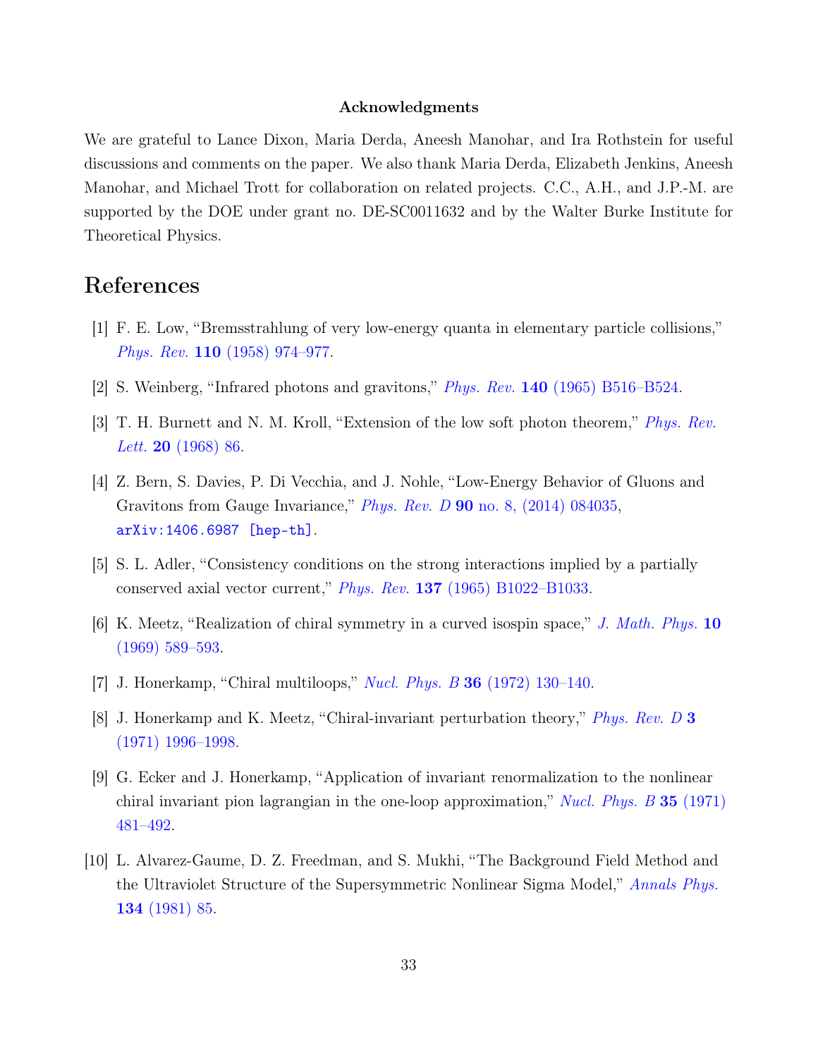### Acknowledgments

We are grateful to Lance Dixon, Maria Derda, Aneesh Manohar, and Ira Rothstein for useful discussions and comments on the paper. We also thank Maria Derda, Elizabeth Jenkins, Aneesh Manohar, and Michael Trott for collaboration on related projects. C.C., A.H., and J.P.-M. are supported by the DOE under grant no. DE-SC0011632 and by the Walter Burke Institute for Theoretical Physics.

## References

[1] F. E. Low, "Bremsstrahlung of very low-energy quanta in elementary particle collisions," *Phys. Rev.* **110** (1958) 974–977.

[2] S. Weinberg, "Infrared photons and gravitons," *Phys. Rev.* **140** (1965) B516–B524.

[3] T. H. Burnett and N. M. Kroll, "Extension of the low soft photon theorem," *Phys. Rev. Lett.* **20** (1968) 86.

[4] Z. Bern, S. Davies, P. Di Vecchia, and J. Nohle, "Low-Energy Behavior of Gluons and Gravitons from Gauge Invariance," *Phys. Rev. D* **90** no. 8, (2014) 084035, arXiv:1406.6987 [hep-th].

[5] S. L. Adler, "Consistency conditions on the strong interactions implied by a partially conserved axial vector current," *Phys. Rev.* **137** (1965) B1022–B1033.

[6] K. Meetz, "Realization of chiral symmetry in a curved isospin space," *J. Math. Phys.* **10** (1969) 589–593.

[7] J. Honerkamp, "Chiral multiloops," *Nucl. Phys. B* **36** (1972) 130–140.

[8] J. Honerkamp and K. Meetz, "Chiral-invariant perturbation theory," *Phys. Rev. D* **3** (1971) 1996–1998.

[9] G. Ecker and J. Honerkamp, "Application of invariant renormalization to the nonlinear chiral invariant pion lagrangian in the one-loop approximation," *Nucl. Phys. B* **35** (1971) 481–492.

[10] L. Alvarez-Gaume, D. Z. Freedman, and S. Mukhi, "The Background Field Method and the Ultraviolet Structure of the Supersymmetric Nonlinear Sigma Model," *Annals Phys.* **134** (1981) 85.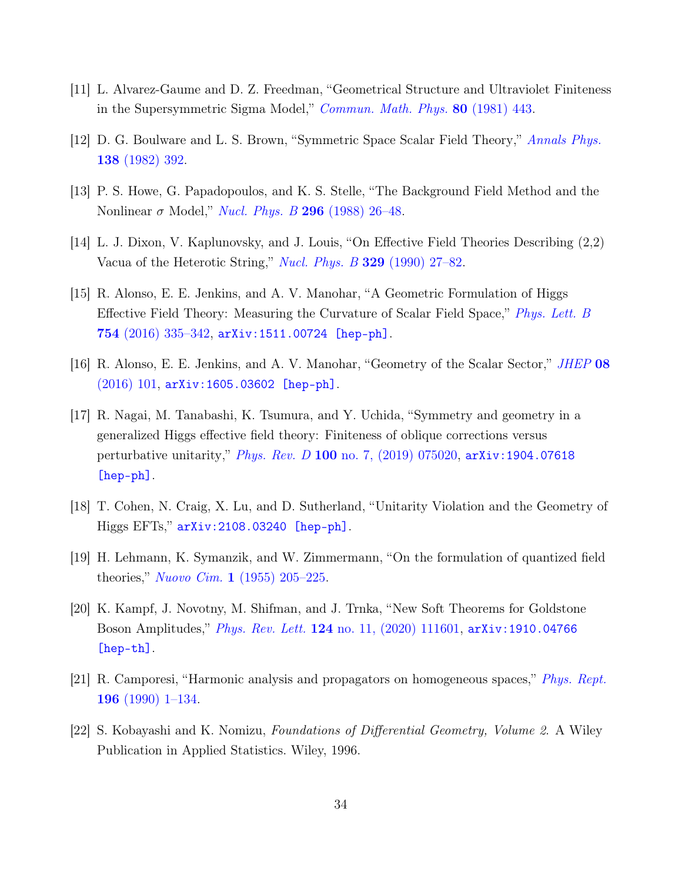[11] L. Alvarez-Gaume and D. Z. Freedman, “Geometrical Structure and Ultraviolet Finiteness in the Supersymmetric Sigma Model,” *Commun. Math. Phys.* **80** (1981) 443.

[12] D. G. Boulware and L. S. Brown, “Symmetric Space Scalar Field Theory,” *Annals Phys.* **138** (1982) 392.

[13] P. S. Howe, G. Papadopoulos, and K. S. Stelle, “The Background Field Method and the Nonlinear $\sigma$ Model,” *Nucl. Phys. B* **296** (1988) 26–48.

[14] L. J. Dixon, V. Kaplunovsky, and J. Louis, “On Effective Field Theories Describing (2,2) Vacua of the Heterotic String,” *Nucl. Phys. B* **329** (1990) 27–82.

[15] R. Alonso, E. E. Jenkins, and A. V. Manohar, “A Geometric Formulation of Higgs Effective Field Theory: Measuring the Curvature of Scalar Field Space,” *Phys. Lett. B* **754** (2016) 335–342, `arXiv:1511.00724 [hep-ph]`.

[16] R. Alonso, E. E. Jenkins, and A. V. Manohar, “Geometry of the Scalar Sector,” *JHEP* **08** (2016) 101, `arXiv:1605.03602 [hep-ph]`.

[17] R. Nagai, M. Tanabashi, K. Tsumura, and Y. Uchida, “Symmetry and geometry in a generalized Higgs effective field theory: Finiteness of oblique corrections versus perturbative unitarity,” *Phys. Rev. D* **100** no. 7, (2019) 075020, `arXiv:1904.07618 [hep-ph]`.

[18] T. Cohen, N. Craig, X. Lu, and D. Sutherland, “Unitarity Violation and the Geometry of Higgs EFTs,” `arXiv:2108.03240 [hep-ph]`.

[19] H. Lehmann, K. Symanzik, and W. Zimmermann, “On the formulation of quantized field theories,” *Nuovo Cim.* **1** (1955) 205–225.

[20] K. Kampf, J. Novotny, M. Shifman, and J. Trnka, “New Soft Theorems for Goldstone Boson Amplitudes,” *Phys. Rev. Lett.* **124** no. 11, (2020) 111601, `arXiv:1910.04766 [hep-th]`.

[21] R. Camporesi, “Harmonic analysis and propagators on homogeneous spaces,” *Phys. Rept.* **196** (1990) 1–134.

[22] S. Kobayashi and K. Nomizu, *Foundations of Differential Geometry, Volume 2*. A Wiley Publication in Applied Statistics. Wiley, 1996.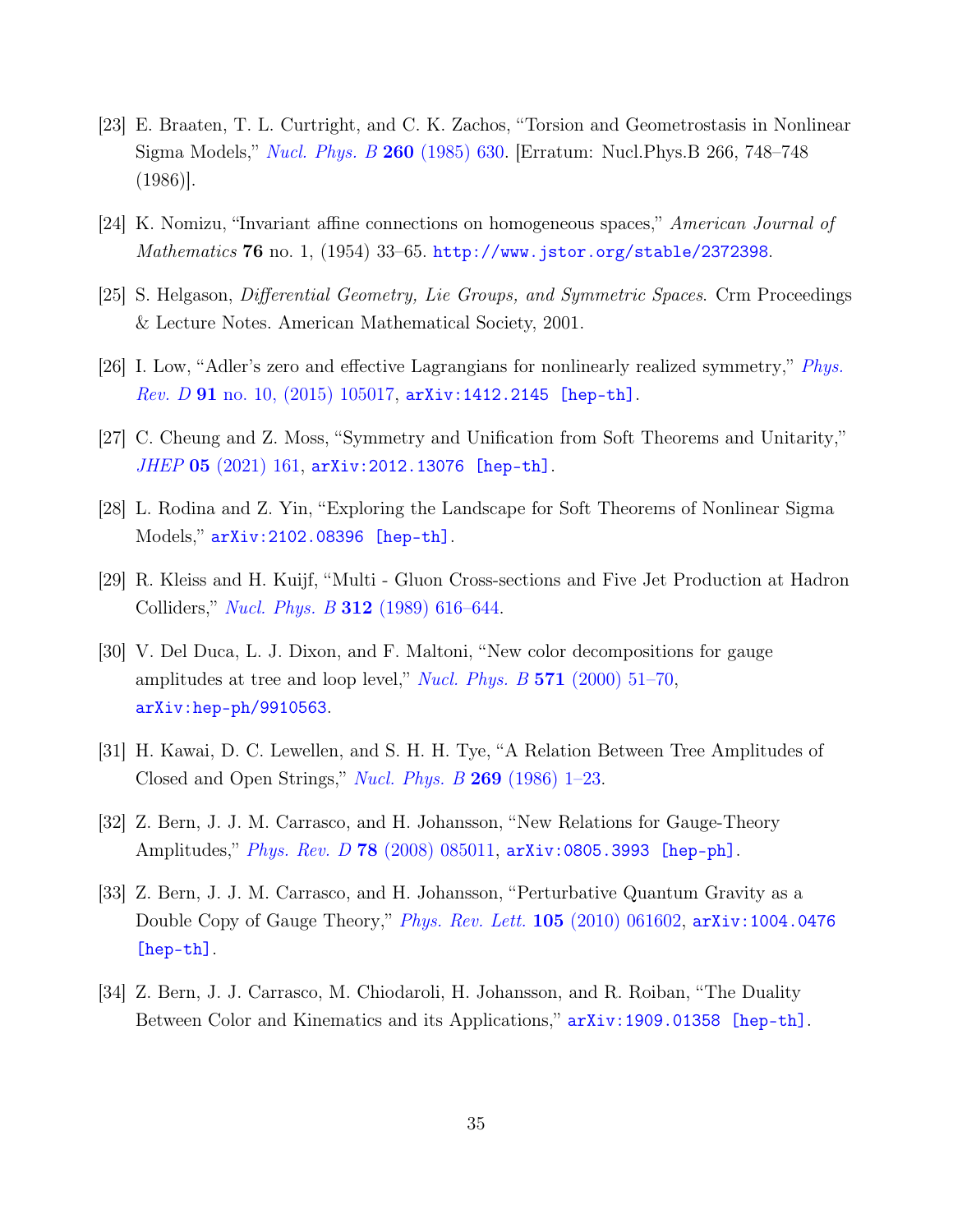[23] E. Braaten, T. L. Curtright, and C. K. Zachos, "Torsion and Geometrostasis in Nonlinear Sigma Models," *Nucl. Phys. B* **260** (1985) 630. [Erratum: Nucl.Phys.B 266, 748–748 (1986)].

[24] K. Nomizu, "Invariant affine connections on homogeneous spaces," *American Journal of Mathematics* **76** no. 1, (1954) 33–65. `http://www.jstor.org/stable/2372398`.

[25] S. Helgason, *Differential Geometry, Lie Groups, and Symmetric Spaces*. Crm Proceedings & Lecture Notes. American Mathematical Society, 2001.

[26] I. Low, "Adler's zero and effective Lagrangians for nonlinearly realized symmetry," *Phys. Rev. D* **91** no. 10, (2015) 105017, `arXiv:1412.2145 [hep-th]`.

[27] C. Cheung and Z. Moss, "Symmetry and Unification from Soft Theorems and Unitarity," *JHEP* **05** (2021) 161, `arXiv:2012.13076 [hep-th]`.

[28] L. Rodina and Z. Yin, "Exploring the Landscape for Soft Theorems of Nonlinear Sigma Models," `arXiv:2102.08396 [hep-th]`.

[29] R. Kleiss and H. Kuijf, "Multi - Gluon Cross-sections and Five Jet Production at Hadron Colliders," *Nucl. Phys. B* **312** (1989) 616–644.

[30] V. Del Duca, L. J. Dixon, and F. Maltoni, "New color decompositions for gauge amplitudes at tree and loop level," *Nucl. Phys. B* **571** (2000) 51–70, `arXiv:hep-ph/9910563`.

[31] H. Kawai, D. C. Lewellen, and S. H. H. Tye, "A Relation Between Tree Amplitudes of Closed and Open Strings," *Nucl. Phys. B* **269** (1986) 1–23.

[32] Z. Bern, J. J. M. Carrasco, and H. Johansson, "New Relations for Gauge-Theory Amplitudes," *Phys. Rev. D* **78** (2008) 085011, `arXiv:0805.3993 [hep-ph]`.

[33] Z. Bern, J. J. M. Carrasco, and H. Johansson, "Perturbative Quantum Gravity as a Double Copy of Gauge Theory," *Phys. Rev. Lett.* **105** (2010) 061602, `arXiv:1004.0476 [hep-th]`.

[34] Z. Bern, J. J. Carrasco, M. Chiodaroli, H. Johansson, and R. Roiban, "The Duality Between Color and Kinematics and its Applications," `arXiv:1909.01358 [hep-th]`.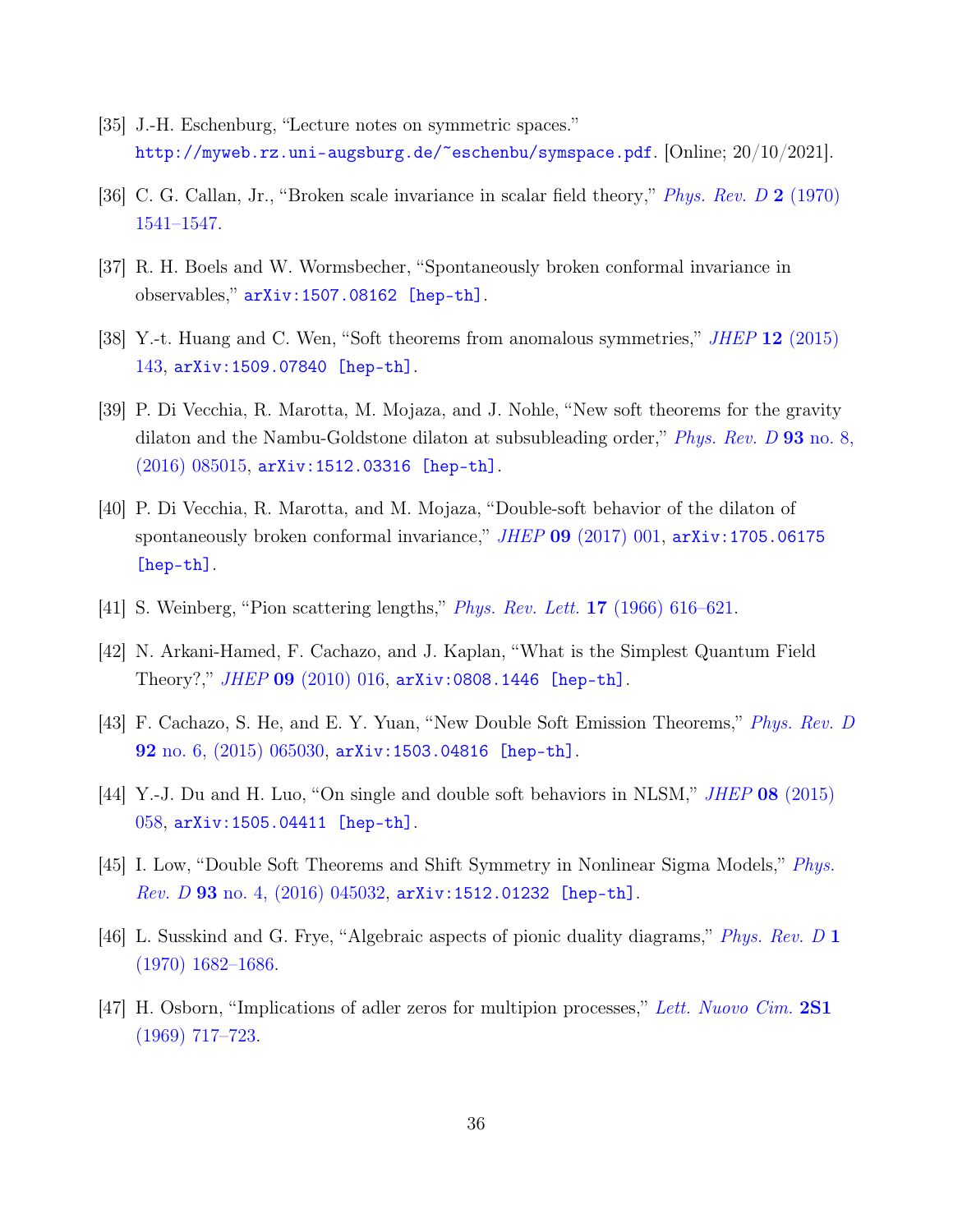[35] J.-H. Eschenburg, "Lecture notes on symmetric spaces." http://myweb.rz.uni-augsburg.de/~eschenbu/symspace.pdf. [Online; 20/10/2021].

[36] C. G. Callan, Jr., "Broken scale invariance in scalar field theory," *Phys. Rev. D* **2** (1970) 1541–1547.

[37] R. H. Boels and W. Wormsbecher, "Spontaneously broken conformal invariance in observables," arXiv:1507.08162 [hep-th].

[38] Y.-t. Huang and C. Wen, "Soft theorems from anomalous symmetries," *JHEP* **12** (2015) 143, arXiv:1509.07840 [hep-th].

[39] P. Di Vecchia, R. Marotta, M. Mojaza, and J. Nohle, "New soft theorems for the gravity dilaton and the Nambu-Goldstone dilaton at subsubleading order," *Phys. Rev. D* **93** no. 8, (2016) 085015, arXiv:1512.03316 [hep-th].

[40] P. Di Vecchia, R. Marotta, and M. Mojaza, "Double-soft behavior of the dilaton of spontaneously broken conformal invariance," *JHEP* **09** (2017) 001, arXiv:1705.06175 [hep-th].

[41] S. Weinberg, "Pion scattering lengths," *Phys. Rev. Lett.* **17** (1966) 616–621.

[42] N. Arkani-Hamed, F. Cachazo, and J. Kaplan, "What is the Simplest Quantum Field Theory?," *JHEP* **09** (2010) 016, arXiv:0808.1446 [hep-th].

[43] F. Cachazo, S. He, and E. Y. Yuan, "New Double Soft Emission Theorems," *Phys. Rev. D* **92** no. 6, (2015) 065030, arXiv:1503.04816 [hep-th].

[44] Y.-J. Du and H. Luo, "On single and double soft behaviors in NLSM," *JHEP* **08** (2015) 058, arXiv:1505.04411 [hep-th].

[45] I. Low, "Double Soft Theorems and Shift Symmetry in Nonlinear Sigma Models," *Phys. Rev. D* **93** no. 4, (2016) 045032, arXiv:1512.01232 [hep-th].

[46] L. Susskind and G. Frye, "Algebraic aspects of pionic duality diagrams," *Phys. Rev. D* **1** (1970) 1682–1686.

[47] H. Osborn, "Implications of adler zeros for multipion processes," *Lett. Nuovo Cim.* **2S1** (1969) 717–723.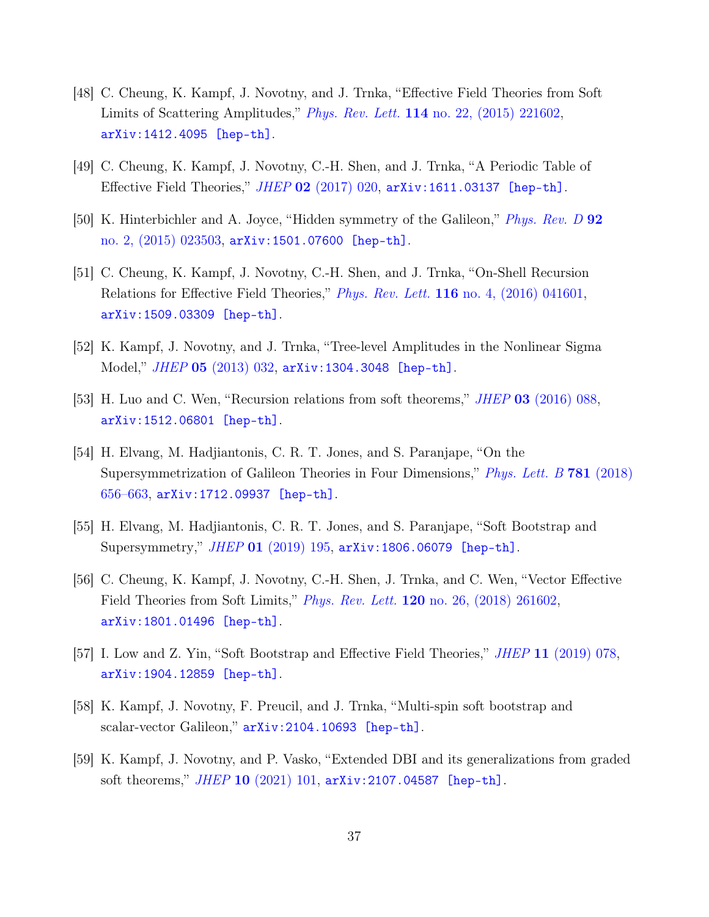[48] C. Cheung, K. Kampf, J. Novotny, and J. Trnka, "Effective Field Theories from Soft Limits of Scattering Amplitudes," *Phys. Rev. Lett.* **114** no. 22, (2015) 221602, arXiv:1412.4095 [hep-th].

[49] C. Cheung, K. Kampf, J. Novotny, C.-H. Shen, and J. Trnka, "A Periodic Table of Effective Field Theories," *JHEP* **02** (2017) 020, arXiv:1611.03137 [hep-th].

[50] K. Hinterbichler and A. Joyce, "Hidden symmetry of the Galileon," *Phys. Rev. D* **92** no. 2, (2015) 023503, arXiv:1501.07600 [hep-th].

[51] C. Cheung, K. Kampf, J. Novotny, C.-H. Shen, and J. Trnka, "On-Shell Recursion Relations for Effective Field Theories," *Phys. Rev. Lett.* **116** no. 4, (2016) 041601, arXiv:1509.03309 [hep-th].

[52] K. Kampf, J. Novotny, and J. Trnka, "Tree-level Amplitudes in the Nonlinear Sigma Model," *JHEP* **05** (2013) 032, arXiv:1304.3048 [hep-th].

[53] H. Luo and C. Wen, "Recursion relations from soft theorems," *JHEP* **03** (2016) 088, arXiv:1512.06801 [hep-th].

[54] H. Elvang, M. Hadjiantonis, C. R. T. Jones, and S. Paranjape, "On the Supersymmetrization of Galileon Theories in Four Dimensions," *Phys. Lett. B* **781** (2018) 656–663, arXiv:1712.09937 [hep-th].

[55] H. Elvang, M. Hadjiantonis, C. R. T. Jones, and S. Paranjape, "Soft Bootstrap and Supersymmetry," *JHEP* **01** (2019) 195, arXiv:1806.06079 [hep-th].

[56] C. Cheung, K. Kampf, J. Novotny, C.-H. Shen, J. Trnka, and C. Wen, "Vector Effective Field Theories from Soft Limits," *Phys. Rev. Lett.* **120** no. 26, (2018) 261602, arXiv:1801.01496 [hep-th].

[57] I. Low and Z. Yin, "Soft Bootstrap and Effective Field Theories," *JHEP* **11** (2019) 078, arXiv:1904.12859 [hep-th].

[58] K. Kampf, J. Novotny, F. Preucil, and J. Trnka, "Multi-spin soft bootstrap and scalar-vector Galileon," arXiv:2104.10693 [hep-th].

[59] K. Kampf, J. Novotny, and P. Vasko, "Extended DBI and its generalizations from graded soft theorems," *JHEP* **10** (2021) 101, arXiv:2107.04587 [hep-th].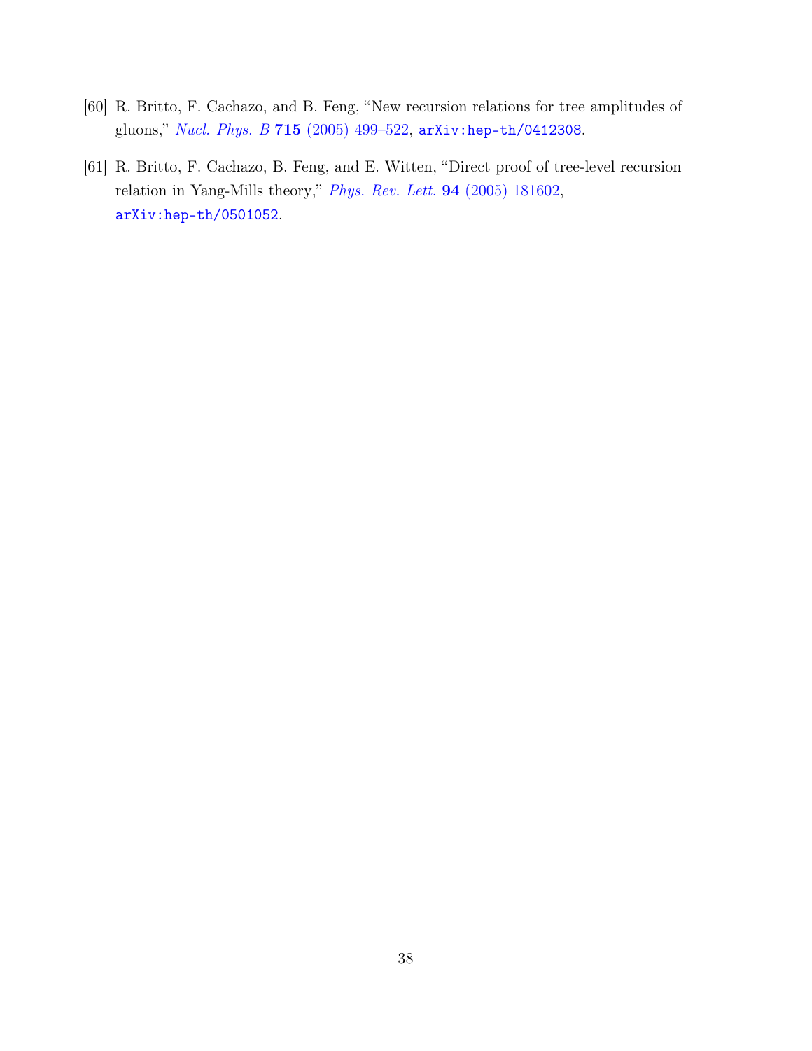[60] R. Britto, F. Cachazo, and B. Feng, "New recursion relations for tree amplitudes of gluons," *Nucl. Phys. B* **715** (2005) 499–522, `arXiv:hep-th/0412308`.

[61] R. Britto, F. Cachazo, B. Feng, and E. Witten, "Direct proof of tree-level recursion relation in Yang-Mills theory," *Phys. Rev. Lett.* **94** (2005) 181602, `arXiv:hep-th/0501052`.